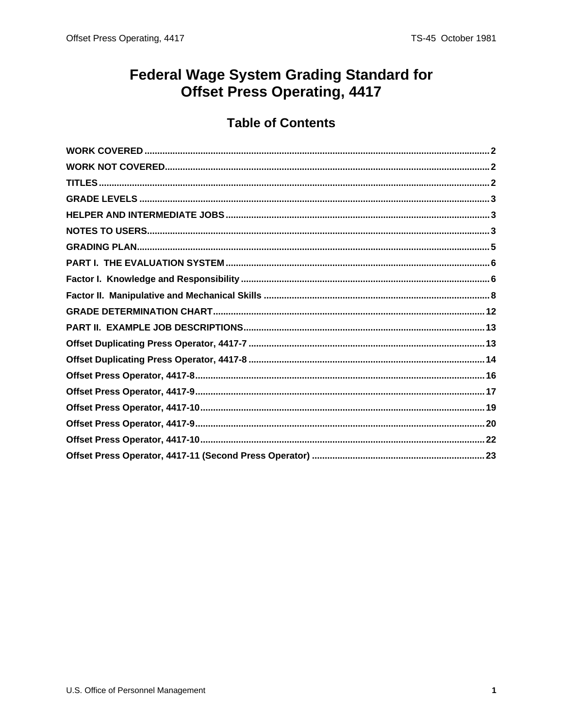# Federal Wage System Grading Standard for Offset Press Operating, 4417

## Table of Contents

WORK COVERED ........ 2

WORK NOT COVERED ........ 2

TITLES ........ 2

GRADE LEVELS ........ 3

HELPER AND INTERMEDIATE JOBS ........ 3

NOTES TO USERS ........ 3

GRADING PLAN ........ 5

PART I. THE EVALUATION SYSTEM ........ 6

Factor I. Knowledge and Responsibility ........ 6

Factor II. Manipulative and Mechanical Skills ........ 8

GRADE DETERMINATION CHART ........ 12

PART II. EXAMPLE JOB DESCRIPTIONS ........ 13

Offset Duplicating Press Operator, 4417-7 ........ 13

Offset Duplicating Press Operator, 4417-8 ........ 14

Offset Press Operator, 4417-8 ........ 16

Offset Press Operator, 4417-9 ........ 17

Offset Press Operator, 4417-10 ........ 19

Offset Press Operator, 4417-9 ........ 20

Offset Press Operator, 4417-10 ........ 22

Offset Press Operator, 4417-11 (Second Press Operator) ........ 23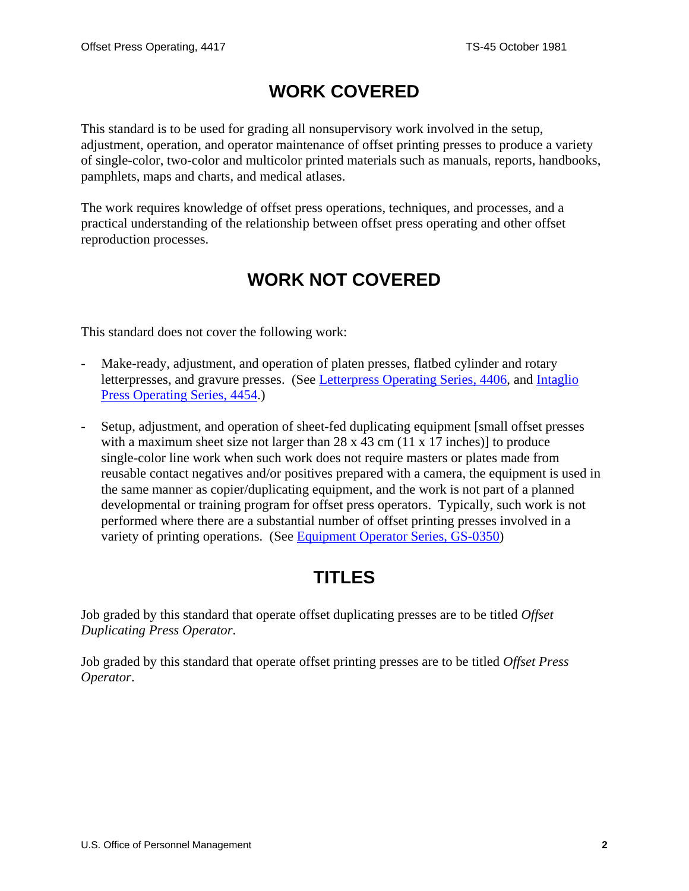## WORK COVERED

This standard is to be used for grading all nonsupervisory work involved in the setup, adjustment, operation, and operator maintenance of offset printing presses to produce a variety of single-color, two-color and multicolor printed materials such as manuals, reports, handbooks, pamphlets, maps and charts, and medical atlases.

The work requires knowledge of offset press operations, techniques, and processes, and a practical understanding of the relationship between offset press operating and other offset reproduction processes.

## WORK NOT COVERED

This standard does not cover the following work:

- Make-ready, adjustment, and operation of platen presses, flatbed cylinder and rotary letterpresses, and gravure presses. (See Letterpress Operating Series, 4406, and Intaglio Press Operating Series, 4454.)

- Setup, adjustment, and operation of sheet-fed duplicating equipment [small offset presses with a maximum sheet size not larger than 28 x 43 cm (11 x 17 inches)] to produce single-color line work when such work does not require masters or plates made from reusable contact negatives and/or positives prepared with a camera, the equipment is used in the same manner as copier/duplicating equipment, and the work is not part of a planned developmental or training program for offset press operators. Typically, such work is not performed where there are a substantial number of offset printing presses involved in a variety of printing operations. (See Equipment Operator Series, GS-0350)

## TITLES

Job graded by this standard that operate offset duplicating presses are to be titled *Offset Duplicating Press Operator*.

Job graded by this standard that operate offset printing presses are to be titled *Offset Press Operator*.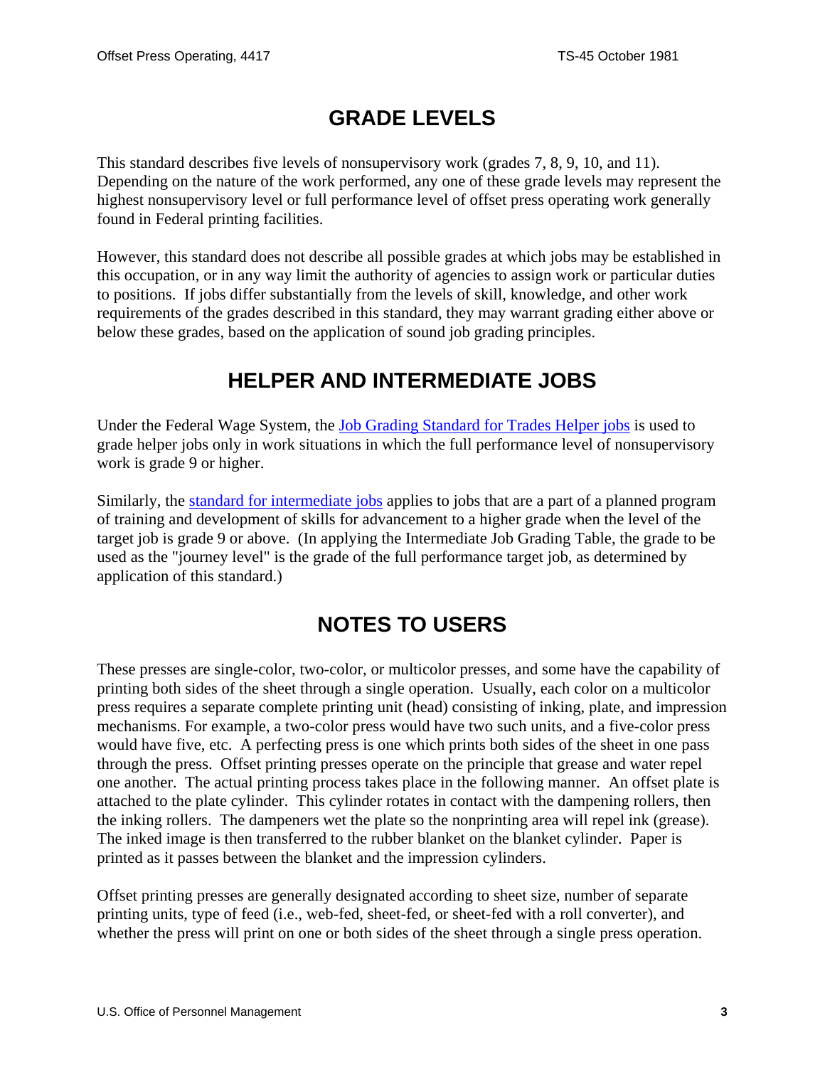## GRADE LEVELS

This standard describes five levels of nonsupervisory work (grades 7, 8, 9, 10, and 11). Depending on the nature of the work performed, any one of these grade levels may represent the highest nonsupervisory level or full performance level of offset press operating work generally found in Federal printing facilities.

However, this standard does not describe all possible grades at which jobs may be established in this occupation, or in any way limit the authority of agencies to assign work or particular duties to positions. If jobs differ substantially from the levels of skill, knowledge, and other work requirements of the grades described in this standard, they may warrant grading either above or below these grades, based on the application of sound job grading principles.

## HELPER AND INTERMEDIATE JOBS

Under the Federal Wage System, the Job Grading Standard for Trades Helper jobs is used to grade helper jobs only in work situations in which the full performance level of nonsupervisory work is grade 9 or higher.

Similarly, the standard for intermediate jobs applies to jobs that are a part of a planned program of training and development of skills for advancement to a higher grade when the level of the target job is grade 9 or above. (In applying the Intermediate Job Grading Table, the grade to be used as the "journey level" is the grade of the full performance target job, as determined by application of this standard.)

## NOTES TO USERS

These presses are single-color, two-color, or multicolor presses, and some have the capability of printing both sides of the sheet through a single operation. Usually, each color on a multicolor press requires a separate complete printing unit (head) consisting of inking, plate, and impression mechanisms. For example, a two-color press would have two such units, and a five-color press would have five, etc. A perfecting press is one which prints both sides of the sheet in one pass through the press. Offset printing presses operate on the principle that grease and water repel one another. The actual printing process takes place in the following manner. An offset plate is attached to the plate cylinder. This cylinder rotates in contact with the dampening rollers, then the inking rollers. The dampeners wet the plate so the nonprinting area will repel ink (grease). The inked image is then transferred to the rubber blanket on the blanket cylinder. Paper is printed as it passes between the blanket and the impression cylinders.

Offset printing presses are generally designated according to sheet size, number of separate printing units, type of feed (i.e., web-fed, sheet-fed, or sheet-fed with a roll converter), and whether the press will print on one or both sides of the sheet through a single press operation.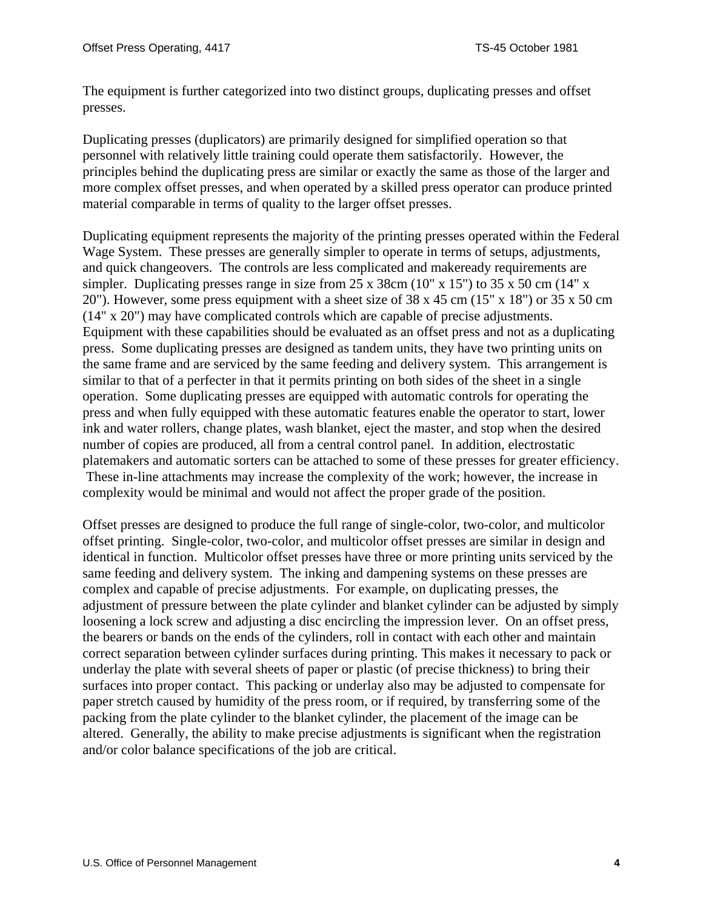The equipment is further categorized into two distinct groups, duplicating presses and offset presses.

Duplicating presses (duplicators) are primarily designed for simplified operation so that personnel with relatively little training could operate them satisfactorily. However, the principles behind the duplicating press are similar or exactly the same as those of the larger and more complex offset presses, and when operated by a skilled press operator can produce printed material comparable in terms of quality to the larger offset presses.

Duplicating equipment represents the majority of the printing presses operated within the Federal Wage System. These presses are generally simpler to operate in terms of setups, adjustments, and quick changeovers. The controls are less complicated and makeready requirements are simpler. Duplicating presses range in size from 25 x 38cm (10" x 15") to 35 x 50 cm (14" x 20"). However, some press equipment with a sheet size of 38 x 45 cm (15" x 18") or 35 x 50 cm (14" x 20") may have complicated controls which are capable of precise adjustments. Equipment with these capabilities should be evaluated as an offset press and not as a duplicating press. Some duplicating presses are designed as tandem units, they have two printing units on the same frame and are serviced by the same feeding and delivery system. This arrangement is similar to that of a perfecter in that it permits printing on both sides of the sheet in a single operation. Some duplicating presses are equipped with automatic controls for operating the press and when fully equipped with these automatic features enable the operator to start, lower ink and water rollers, change plates, wash blanket, eject the master, and stop when the desired number of copies are produced, all from a central control panel. In addition, electrostatic platemakers and automatic sorters can be attached to some of these presses for greater efficiency. These in-line attachments may increase the complexity of the work; however, the increase in complexity would be minimal and would not affect the proper grade of the position.

Offset presses are designed to produce the full range of single-color, two-color, and multicolor offset printing. Single-color, two-color, and multicolor offset presses are similar in design and identical in function. Multicolor offset presses have three or more printing units serviced by the same feeding and delivery system. The inking and dampening systems on these presses are complex and capable of precise adjustments. For example, on duplicating presses, the adjustment of pressure between the plate cylinder and blanket cylinder can be adjusted by simply loosening a lock screw and adjusting a disc encircling the impression lever. On an offset press, the bearers or bands on the ends of the cylinders, roll in contact with each other and maintain correct separation between cylinder surfaces during printing. This makes it necessary to pack or underlay the plate with several sheets of paper or plastic (of precise thickness) to bring their surfaces into proper contact. This packing or underlay also may be adjusted to compensate for paper stretch caused by humidity of the press room, or if required, by transferring some of the packing from the plate cylinder to the blanket cylinder, the placement of the image can be altered. Generally, the ability to make precise adjustments is significant when the registration and/or color balance specifications of the job are critical.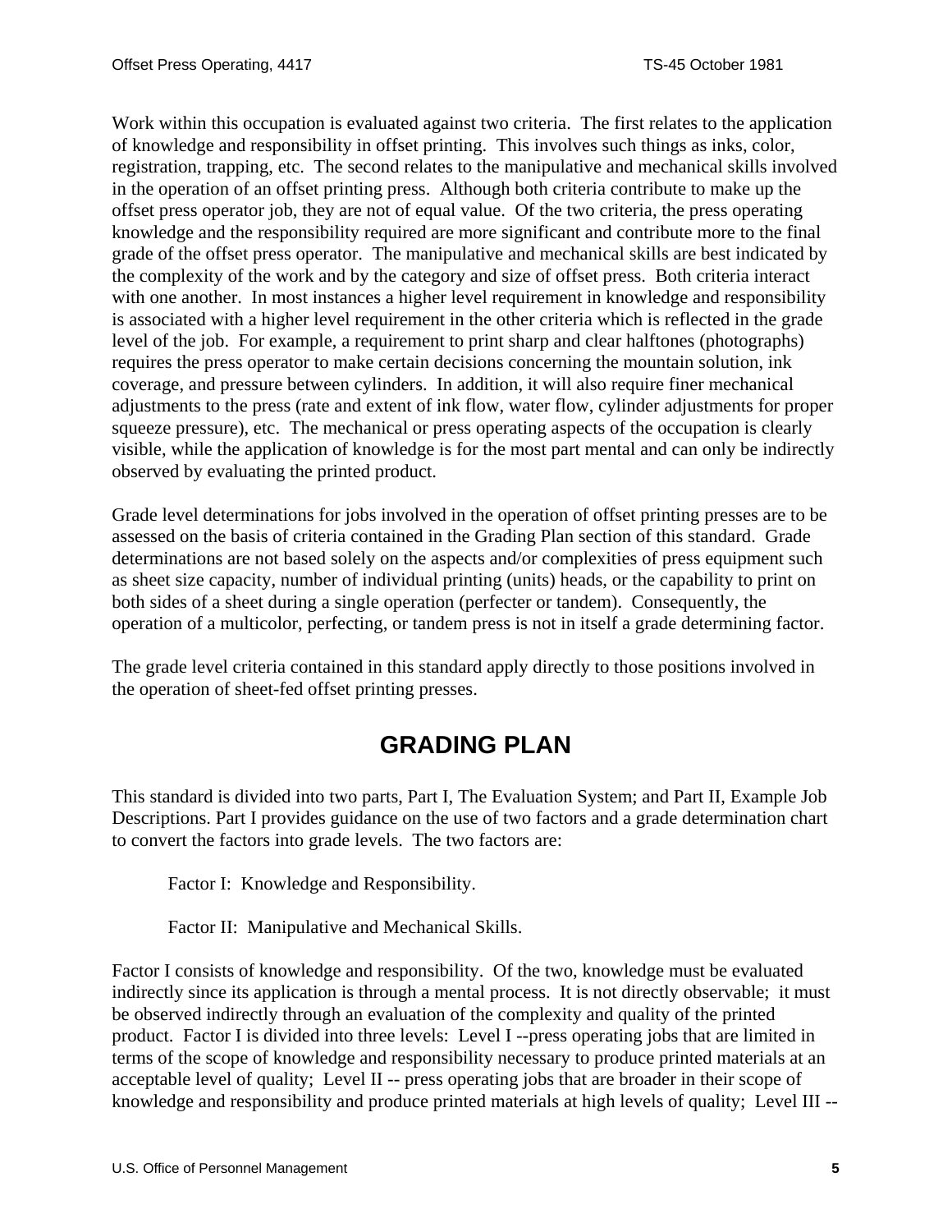Work within this occupation is evaluated against two criteria. The first relates to the application of knowledge and responsibility in offset printing. This involves such things as inks, color, registration, trapping, etc. The second relates to the manipulative and mechanical skills involved in the operation of an offset printing press. Although both criteria contribute to make up the offset press operator job, they are not of equal value. Of the two criteria, the press operating knowledge and the responsibility required are more significant and contribute more to the final grade of the offset press operator. The manipulative and mechanical skills are best indicated by the complexity of the work and by the category and size of offset press. Both criteria interact with one another. In most instances a higher level requirement in knowledge and responsibility is associated with a higher level requirement in the other criteria which is reflected in the grade level of the job. For example, a requirement to print sharp and clear halftones (photographs) requires the press operator to make certain decisions concerning the mountain solution, ink coverage, and pressure between cylinders. In addition, it will also require finer mechanical adjustments to the press (rate and extent of ink flow, water flow, cylinder adjustments for proper squeeze pressure), etc. The mechanical or press operating aspects of the occupation is clearly visible, while the application of knowledge is for the most part mental and can only be indirectly observed by evaluating the printed product.

Grade level determinations for jobs involved in the operation of offset printing presses are to be assessed on the basis of criteria contained in the Grading Plan section of this standard. Grade determinations are not based solely on the aspects and/or complexities of press equipment such as sheet size capacity, number of individual printing (units) heads, or the capability to print on both sides of a sheet during a single operation (perfecter or tandem). Consequently, the operation of a multicolor, perfecting, or tandem press is not in itself a grade determining factor.

The grade level criteria contained in this standard apply directly to those positions involved in the operation of sheet-fed offset printing presses.

# GRADING PLAN

This standard is divided into two parts, Part I, The Evaluation System; and Part II, Example Job Descriptions. Part I provides guidance on the use of two factors and a grade determination chart to convert the factors into grade levels. The two factors are:

Factor I: Knowledge and Responsibility.

Factor II: Manipulative and Mechanical Skills.

Factor I consists of knowledge and responsibility. Of the two, knowledge must be evaluated indirectly since its application is through a mental process. It is not directly observable; it must be observed indirectly through an evaluation of the complexity and quality of the printed product. Factor I is divided into three levels: Level I --press operating jobs that are limited in terms of the scope of knowledge and responsibility necessary to produce printed materials at an acceptable level of quality; Level II -- press operating jobs that are broader in their scope of knowledge and responsibility and produce printed materials at high levels of quality; Level III --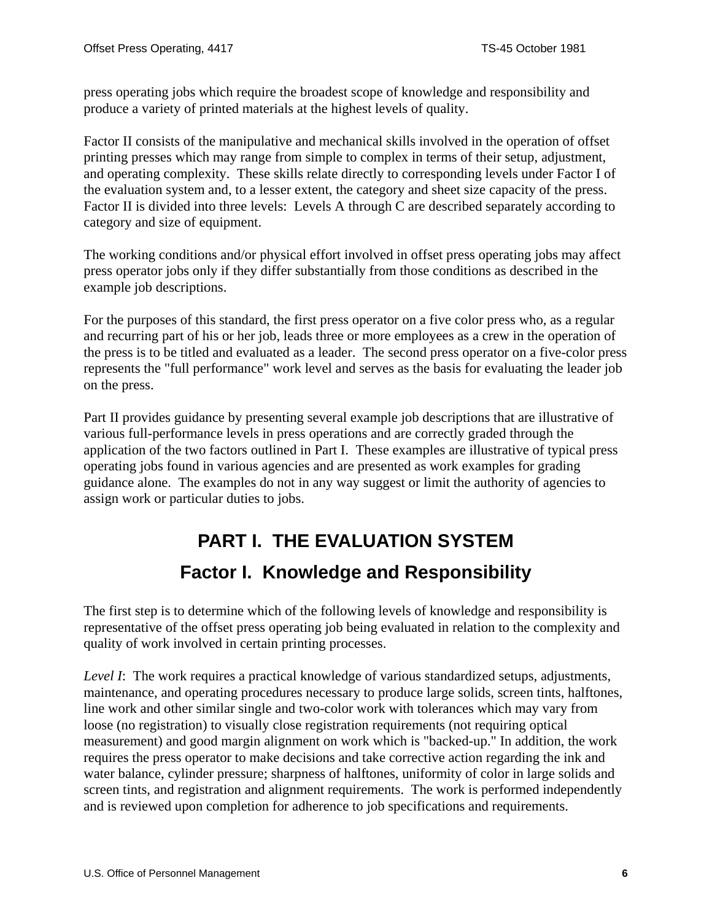press operating jobs which require the broadest scope of knowledge and responsibility and produce a variety of printed materials at the highest levels of quality.

Factor II consists of the manipulative and mechanical skills involved in the operation of offset printing presses which may range from simple to complex in terms of their setup, adjustment, and operating complexity. These skills relate directly to corresponding levels under Factor I of the evaluation system and, to a lesser extent, the category and sheet size capacity of the press. Factor II is divided into three levels: Levels A through C are described separately according to category and size of equipment.

The working conditions and/or physical effort involved in offset press operating jobs may affect press operator jobs only if they differ substantially from those conditions as described in the example job descriptions.

For the purposes of this standard, the first press operator on a five color press who, as a regular and recurring part of his or her job, leads three or more employees as a crew in the operation of the press is to be titled and evaluated as a leader. The second press operator on a five-color press represents the "full performance" work level and serves as the basis for evaluating the leader job on the press.

Part II provides guidance by presenting several example job descriptions that are illustrative of various full-performance levels in press operations and are correctly graded through the application of the two factors outlined in Part I. These examples are illustrative of typical press operating jobs found in various agencies and are presented as work examples for grading guidance alone. The examples do not in any way suggest or limit the authority of agencies to assign work or particular duties to jobs.

# PART I. THE EVALUATION SYSTEM

## Factor I. Knowledge and Responsibility

The first step is to determine which of the following levels of knowledge and responsibility is representative of the offset press operating job being evaluated in relation to the complexity and quality of work involved in certain printing processes.

*Level I*: The work requires a practical knowledge of various standardized setups, adjustments, maintenance, and operating procedures necessary to produce large solids, screen tints, halftones, line work and other similar single and two-color work with tolerances which may vary from loose (no registration) to visually close registration requirements (not requiring optical measurement) and good margin alignment on work which is "backed-up." In addition, the work requires the press operator to make decisions and take corrective action regarding the ink and water balance, cylinder pressure; sharpness of halftones, uniformity of color in large solids and screen tints, and registration and alignment requirements. The work is performed independently and is reviewed upon completion for adherence to job specifications and requirements.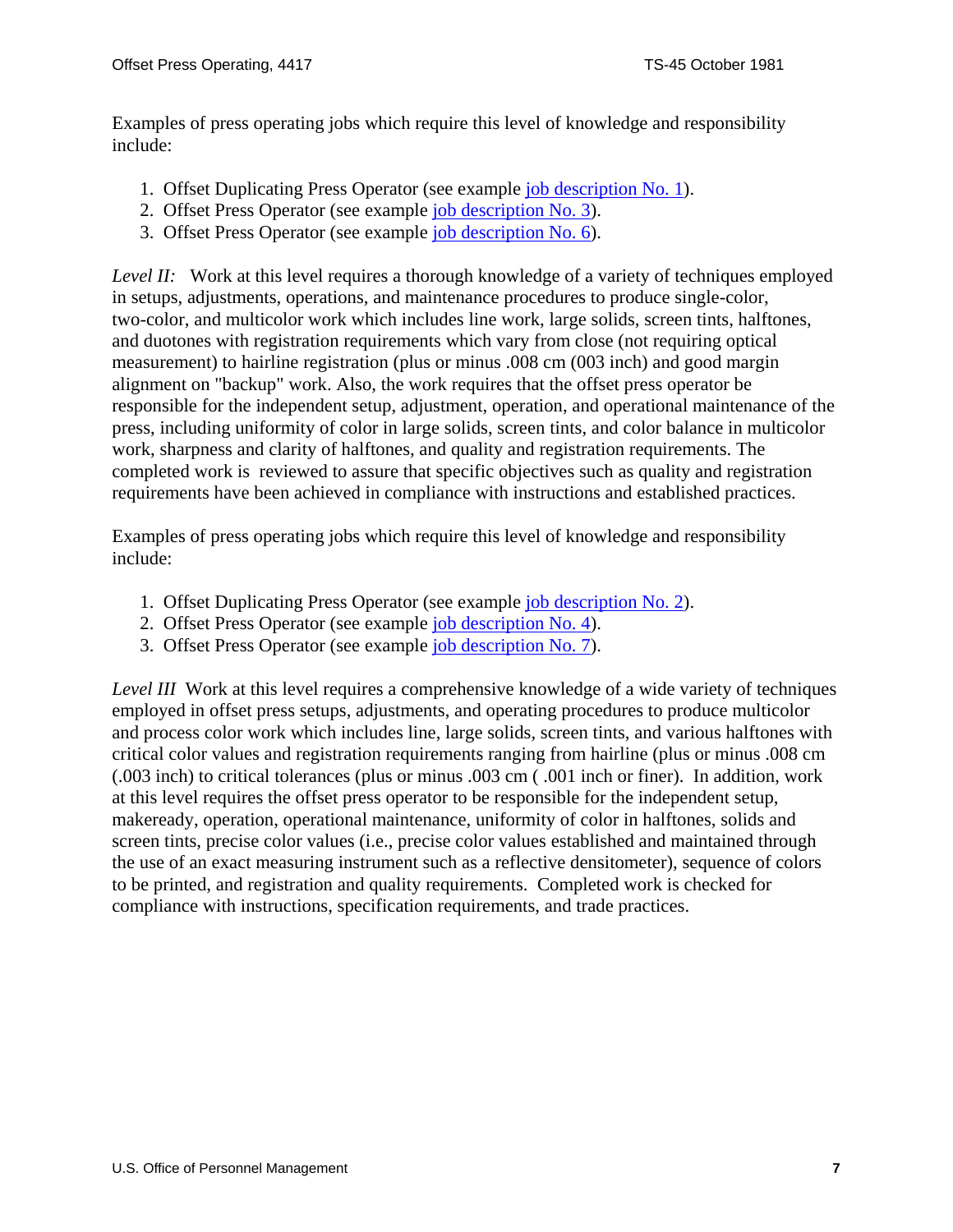Examples of press operating jobs which require this level of knowledge and responsibility include:

1. Offset Duplicating Press Operator (see example job description No. 1).
2. Offset Press Operator (see example job description No. 3).
3. Offset Press Operator (see example job description No. 6).

*Level II:* Work at this level requires a thorough knowledge of a variety of techniques employed in setups, adjustments, operations, and maintenance procedures to produce single-color, two-color, and multicolor work which includes line work, large solids, screen tints, halftones, and duotones with registration requirements which vary from close (not requiring optical measurement) to hairline registration (plus or minus .008 cm (003 inch) and good margin alignment on "backup" work. Also, the work requires that the offset press operator be responsible for the independent setup, adjustment, operation, and operational maintenance of the press, including uniformity of color in large solids, screen tints, and color balance in multicolor work, sharpness and clarity of halftones, and quality and registration requirements. The completed work is reviewed to assure that specific objectives such as quality and registration requirements have been achieved in compliance with instructions and established practices.

Examples of press operating jobs which require this level of knowledge and responsibility include:

1. Offset Duplicating Press Operator (see example job description No. 2).
2. Offset Press Operator (see example job description No. 4).
3. Offset Press Operator (see example job description No. 7).

*Level III* Work at this level requires a comprehensive knowledge of a wide variety of techniques employed in offset press setups, adjustments, and operating procedures to produce multicolor and process color work which includes line, large solids, screen tints, and various halftones with critical color values and registration requirements ranging from hairline (plus or minus .008 cm (.003 inch) to critical tolerances (plus or minus .003 cm ( .001 inch or finer). In addition, work at this level requires the offset press operator to be responsible for the independent setup, makeready, operation, operational maintenance, uniformity of color in halftones, solids and screen tints, precise color values (i.e., precise color values established and maintained through the use of an exact measuring instrument such as a reflective densitometer), sequence of colors to be printed, and registration and quality requirements. Completed work is checked for compliance with instructions, specification requirements, and trade practices.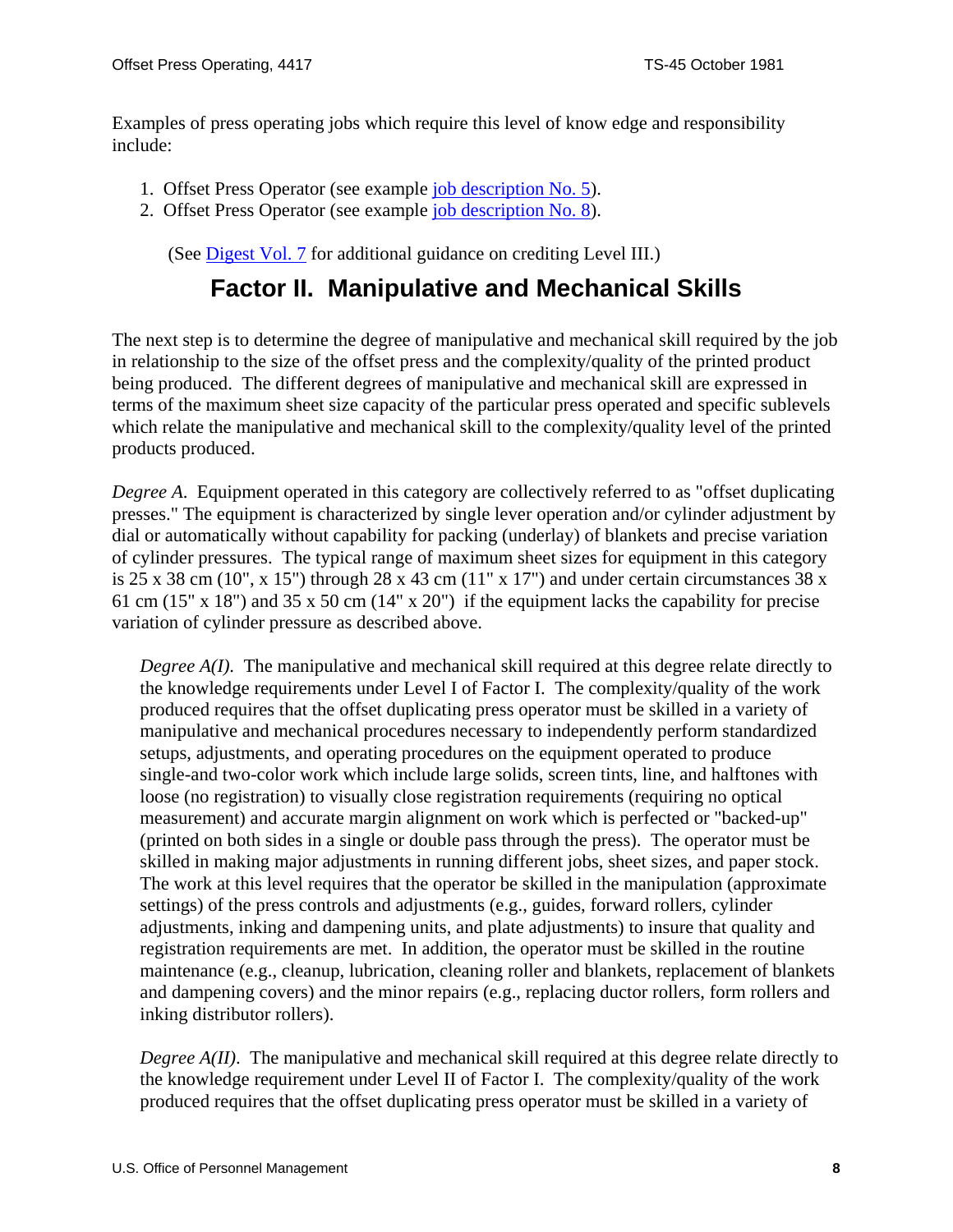Examples of press operating jobs which require this level of know edge and responsibility include:

1. Offset Press Operator (see example job description No. 5).
2. Offset Press Operator (see example job description No. 8).

(See Digest Vol. 7 for additional guidance on crediting Level III.)

## Factor II. Manipulative and Mechanical Skills

The next step is to determine the degree of manipulative and mechanical skill required by the job in relationship to the size of the offset press and the complexity/quality of the printed product being produced. The different degrees of manipulative and mechanical skill are expressed in terms of the maximum sheet size capacity of the particular press operated and specific sublevels which relate the manipulative and mechanical skill to the complexity/quality level of the printed products produced.

*Degree A.* Equipment operated in this category are collectively referred to as "offset duplicating presses." The equipment is characterized by single lever operation and/or cylinder adjustment by dial or automatically without capability for packing (underlay) of blankets and precise variation of cylinder pressures. The typical range of maximum sheet sizes for equipment in this category is 25 x 38 cm (10", x 15") through 28 x 43 cm (11" x 17") and under certain circumstances 38 x 61 cm (15" x 18") and 35 x 50 cm (14" x 20") if the equipment lacks the capability for precise variation of cylinder pressure as described above.

*Degree A(I).* The manipulative and mechanical skill required at this degree relate directly to the knowledge requirements under Level I of Factor I. The complexity/quality of the work produced requires that the offset duplicating press operator must be skilled in a variety of manipulative and mechanical procedures necessary to independently perform standardized setups, adjustments, and operating procedures on the equipment operated to produce single-and two-color work which include large solids, screen tints, line, and halftones with loose (no registration) to visually close registration requirements (requiring no optical measurement) and accurate margin alignment on work which is perfected or "backed-up" (printed on both sides in a single or double pass through the press). The operator must be skilled in making major adjustments in running different jobs, sheet sizes, and paper stock. The work at this level requires that the operator be skilled in the manipulation (approximate settings) of the press controls and adjustments (e.g., guides, forward rollers, cylinder adjustments, inking and dampening units, and plate adjustments) to insure that quality and registration requirements are met. In addition, the operator must be skilled in the routine maintenance (e.g., cleanup, lubrication, cleaning roller and blankets, replacement of blankets and dampening covers) and the minor repairs (e.g., replacing ductor rollers, form rollers and inking distributor rollers).

*Degree A(II).* The manipulative and mechanical skill required at this degree relate directly to the knowledge requirement under Level II of Factor I. The complexity/quality of the work produced requires that the offset duplicating press operator must be skilled in a variety of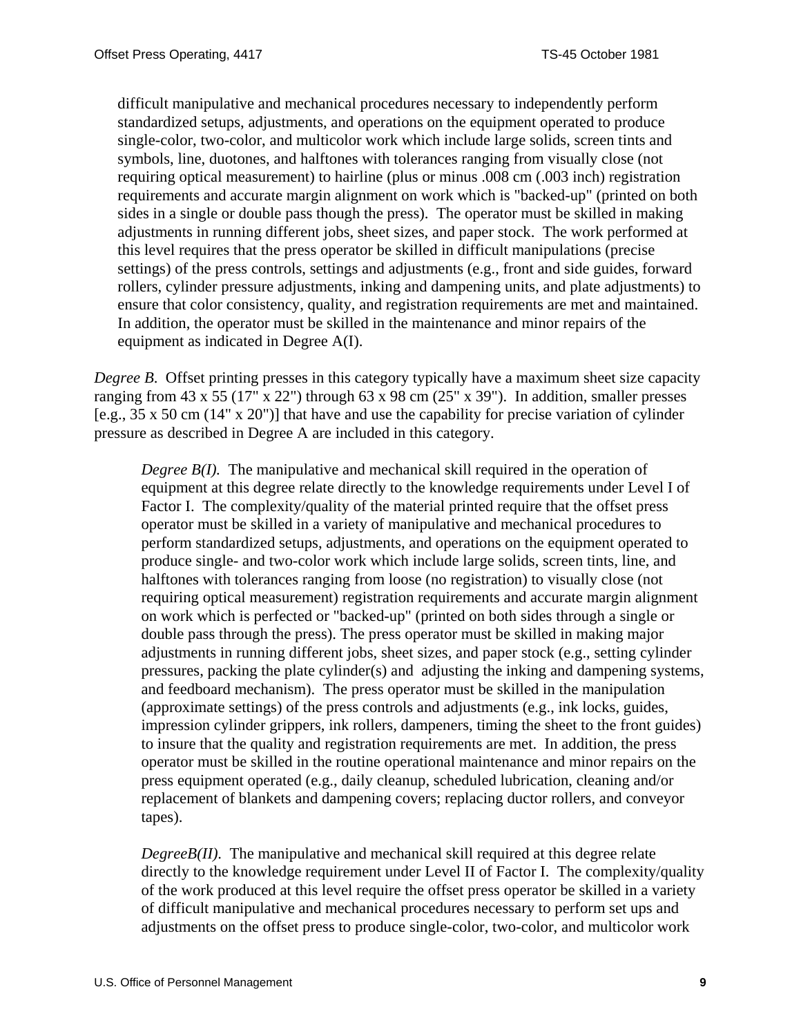difficult manipulative and mechanical procedures necessary to independently perform standardized setups, adjustments, and operations on the equipment operated to produce single-color, two-color, and multicolor work which include large solids, screen tints and symbols, line, duotones, and halftones with tolerances ranging from visually close (not requiring optical measurement) to hairline (plus or minus .008 cm (.003 inch) registration requirements and accurate margin alignment on work which is "backed-up" (printed on both sides in a single or double pass though the press). The operator must be skilled in making adjustments in running different jobs, sheet sizes, and paper stock. The work performed at this level requires that the press operator be skilled in difficult manipulations (precise settings) of the press controls, settings and adjustments (e.g., front and side guides, forward rollers, cylinder pressure adjustments, inking and dampening units, and plate adjustments) to ensure that color consistency, quality, and registration requirements are met and maintained. In addition, the operator must be skilled in the maintenance and minor repairs of the equipment as indicated in Degree A(I).

*Degree B*. Offset printing presses in this category typically have a maximum sheet size capacity ranging from 43 x 55 (17" x 22") through 63 x 98 cm (25" x 39"). In addition, smaller presses [e.g., 35 x 50 cm (14" x 20")] that have and use the capability for precise variation of cylinder pressure as described in Degree A are included in this category.

*Degree B(I).* The manipulative and mechanical skill required in the operation of equipment at this degree relate directly to the knowledge requirements under Level I of Factor I. The complexity/quality of the material printed require that the offset press operator must be skilled in a variety of manipulative and mechanical procedures to perform standardized setups, adjustments, and operations on the equipment operated to produce single- and two-color work which include large solids, screen tints, line, and halftones with tolerances ranging from loose (no registration) to visually close (not requiring optical measurement) registration requirements and accurate margin alignment on work which is perfected or "backed-up" (printed on both sides through a single or double pass through the press). The press operator must be skilled in making major adjustments in running different jobs, sheet sizes, and paper stock (e.g., setting cylinder pressures, packing the plate cylinder(s) and adjusting the inking and dampening systems, and feedboard mechanism). The press operator must be skilled in the manipulation (approximate settings) of the press controls and adjustments (e.g., ink locks, guides, impression cylinder grippers, ink rollers, dampeners, timing the sheet to the front guides) to insure that the quality and registration requirements are met. In addition, the press operator must be skilled in the routine operational maintenance and minor repairs on the press equipment operated (e.g., daily cleanup, scheduled lubrication, cleaning and/or replacement of blankets and dampening covers; replacing ductor rollers, and conveyor tapes).

*DegreeB(II).* The manipulative and mechanical skill required at this degree relate directly to the knowledge requirement under Level II of Factor I. The complexity/quality of the work produced at this level require the offset press operator be skilled in a variety of difficult manipulative and mechanical procedures necessary to perform set ups and adjustments on the offset press to produce single-color, two-color, and multicolor work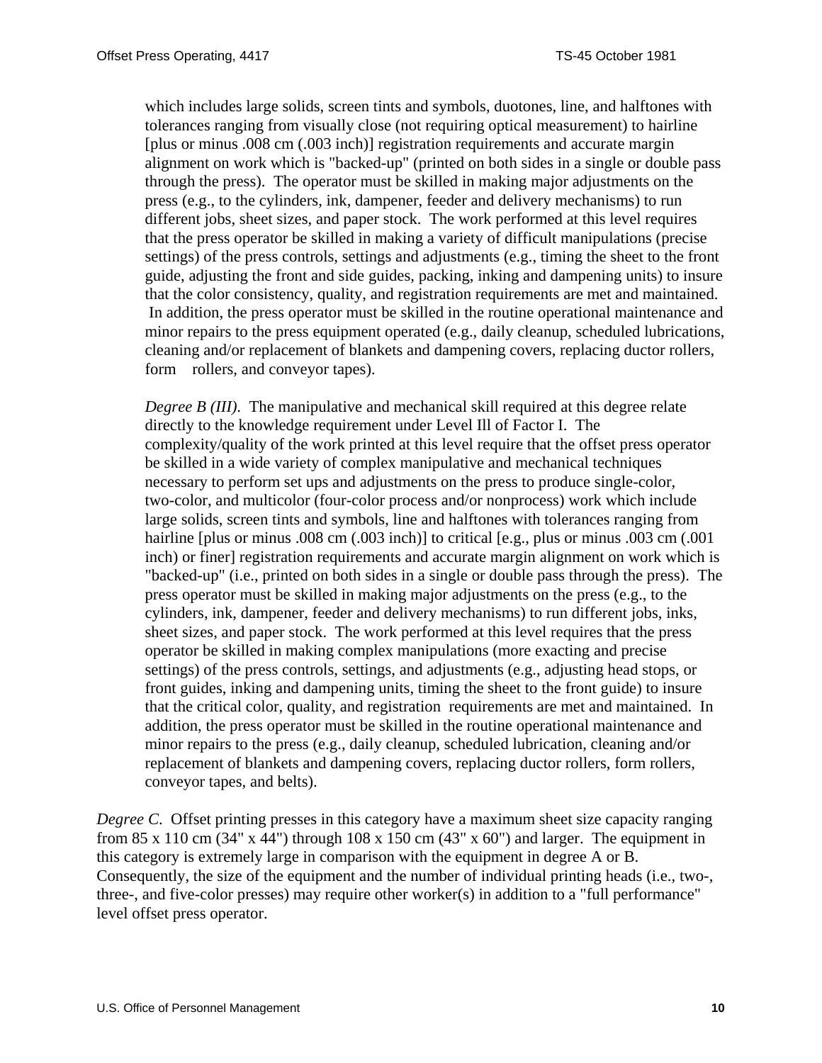which includes large solids, screen tints and symbols, duotones, line, and halftones with tolerances ranging from visually close (not requiring optical measurement) to hairline [plus or minus .008 cm (.003 inch)] registration requirements and accurate margin alignment on work which is "backed-up" (printed on both sides in a single or double pass through the press). The operator must be skilled in making major adjustments on the press (e.g., to the cylinders, ink, dampener, feeder and delivery mechanisms) to run different jobs, sheet sizes, and paper stock. The work performed at this level requires that the press operator be skilled in making a variety of difficult manipulations (precise settings) of the press controls, settings and adjustments (e.g., timing the sheet to the front guide, adjusting the front and side guides, packing, inking and dampening units) to insure that the color consistency, quality, and registration requirements are met and maintained. In addition, the press operator must be skilled in the routine operational maintenance and minor repairs to the press equipment operated (e.g., daily cleanup, scheduled lubrications, cleaning and/or replacement of blankets and dampening covers, replacing ductor rollers, form rollers, and conveyor tapes).

*Degree B (III).* The manipulative and mechanical skill required at this degree relate directly to the knowledge requirement under Level Ill of Factor I. The complexity/quality of the work printed at this level require that the offset press operator be skilled in a wide variety of complex manipulative and mechanical techniques necessary to perform set ups and adjustments on the press to produce single-color, two-color, and multicolor (four-color process and/or nonprocess) work which include large solids, screen tints and symbols, line and halftones with tolerances ranging from hairline [plus or minus .008 cm (.003 inch)] to critical [e.g., plus or minus .003 cm (.001 inch) or finer] registration requirements and accurate margin alignment on work which is "backed-up" (i.e., printed on both sides in a single or double pass through the press). The press operator must be skilled in making major adjustments on the press (e.g., to the cylinders, ink, dampener, feeder and delivery mechanisms) to run different jobs, inks, sheet sizes, and paper stock. The work performed at this level requires that the press operator be skilled in making complex manipulations (more exacting and precise settings) of the press controls, settings, and adjustments (e.g., adjusting head stops, or front guides, inking and dampening units, timing the sheet to the front guide) to insure that the critical color, quality, and registration requirements are met and maintained. In addition, the press operator must be skilled in the routine operational maintenance and minor repairs to the press (e.g., daily cleanup, scheduled lubrication, cleaning and/or replacement of blankets and dampening covers, replacing ductor rollers, form rollers, conveyor tapes, and belts).

*Degree C.* Offset printing presses in this category have a maximum sheet size capacity ranging from 85 x 110 cm (34" x 44") through 108 x 150 cm (43" x 60") and larger. The equipment in this category is extremely large in comparison with the equipment in degree A or B. Consequently, the size of the equipment and the number of individual printing heads (i.e., two-, three-, and five-color presses) may require other worker(s) in addition to a "full performance" level offset press operator.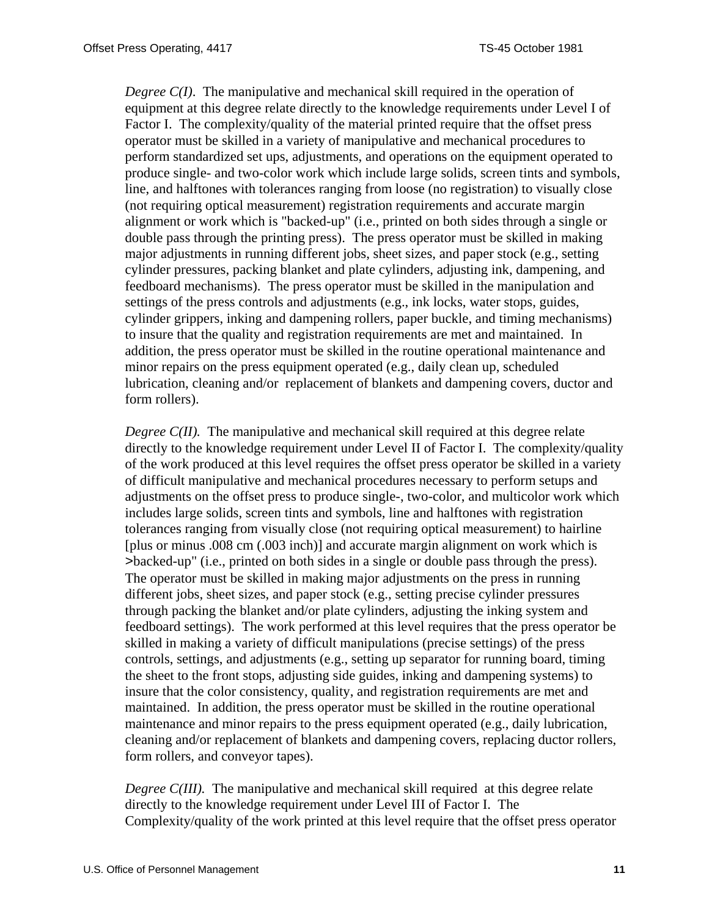*Degree C(I).* The manipulative and mechanical skill required in the operation of equipment at this degree relate directly to the knowledge requirements under Level I of Factor I. The complexity/quality of the material printed require that the offset press operator must be skilled in a variety of manipulative and mechanical procedures to perform standardized set ups, adjustments, and operations on the equipment operated to produce single- and two-color work which include large solids, screen tints and symbols, line, and halftones with tolerances ranging from loose (no registration) to visually close (not requiring optical measurement) registration requirements and accurate margin alignment or work which is "backed-up" (i.e., printed on both sides through a single or double pass through the printing press). The press operator must be skilled in making major adjustments in running different jobs, sheet sizes, and paper stock (e.g., setting cylinder pressures, packing blanket and plate cylinders, adjusting ink, dampening, and feedboard mechanisms). The press operator must be skilled in the manipulation and settings of the press controls and adjustments (e.g., ink locks, water stops, guides, cylinder grippers, inking and dampening rollers, paper buckle, and timing mechanisms) to insure that the quality and registration requirements are met and maintained. In addition, the press operator must be skilled in the routine operational maintenance and minor repairs on the press equipment operated (e.g., daily clean up, scheduled lubrication, cleaning and/or replacement of blankets and dampening covers, ductor and form rollers).

*Degree C(II).* The manipulative and mechanical skill required at this degree relate directly to the knowledge requirement under Level II of Factor I. The complexity/quality of the work produced at this level requires the offset press operator be skilled in a variety of difficult manipulative and mechanical procedures necessary to perform setups and adjustments on the offset press to produce single-, two-color, and multicolor work which includes large solids, screen tints and symbols, line and halftones with registration tolerances ranging from visually close (not requiring optical measurement) to hairline [plus or minus .008 cm (.003 inch)] and accurate margin alignment on work which is >backed-up" (i.e., printed on both sides in a single or double pass through the press). The operator must be skilled in making major adjustments on the press in running different jobs, sheet sizes, and paper stock (e.g., setting precise cylinder pressures through packing the blanket and/or plate cylinders, adjusting the inking system and feedboard settings). The work performed at this level requires that the press operator be skilled in making a variety of difficult manipulations (precise settings) of the press controls, settings, and adjustments (e.g., setting up separator for running board, timing the sheet to the front stops, adjusting side guides, inking and dampening systems) to insure that the color consistency, quality, and registration requirements are met and maintained. In addition, the press operator must be skilled in the routine operational maintenance and minor repairs to the press equipment operated (e.g., daily lubrication, cleaning and/or replacement of blankets and dampening covers, replacing ductor rollers, form rollers, and conveyor tapes).

*Degree C(III).* The manipulative and mechanical skill required at this degree relate directly to the knowledge requirement under Level III of Factor I. The Complexity/quality of the work printed at this level require that the offset press operator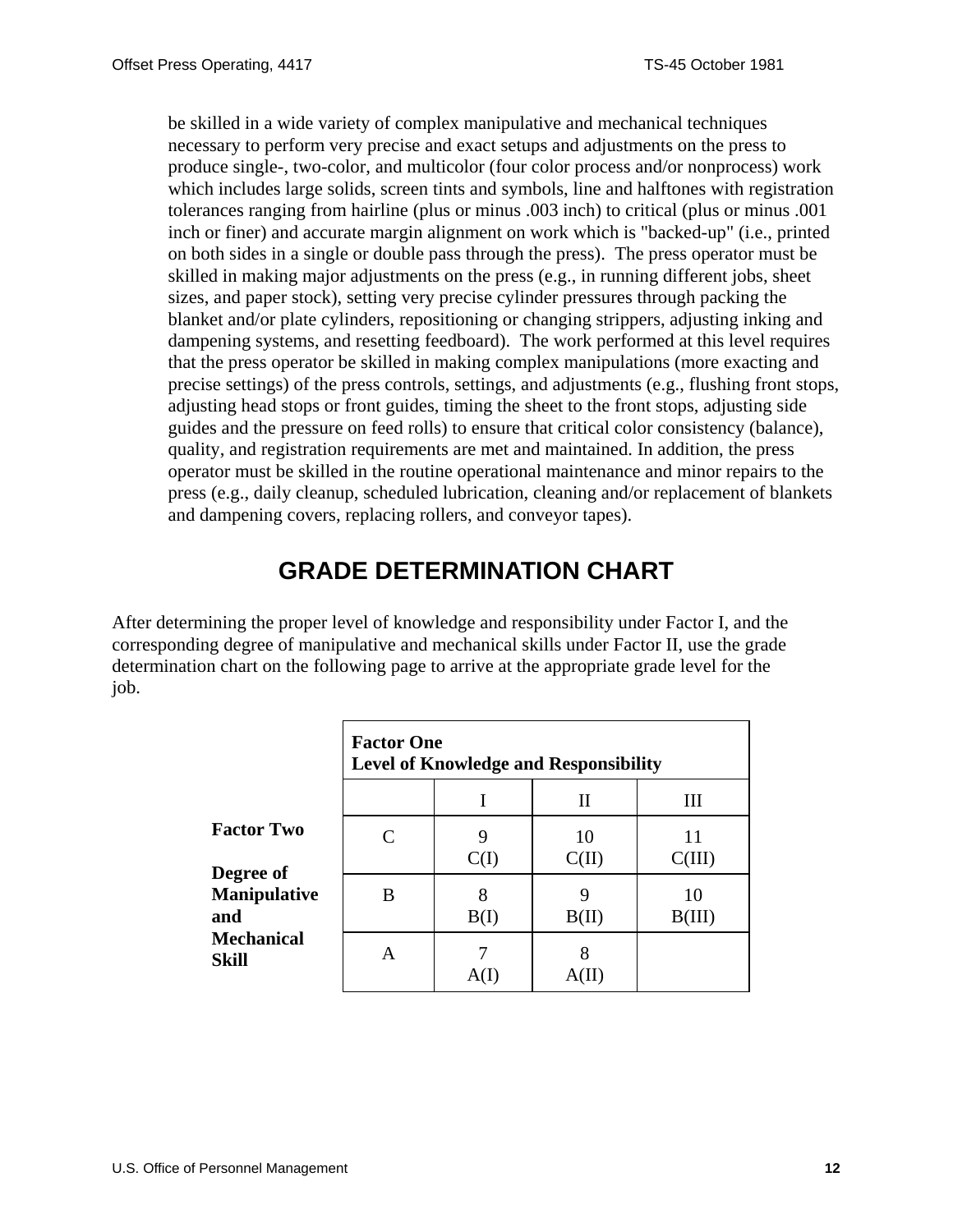be skilled in a wide variety of complex manipulative and mechanical techniques necessary to perform very precise and exact setups and adjustments on the press to produce single-, two-color, and multicolor (four color process and/or nonprocess) work which includes large solids, screen tints and symbols, line and halftones with registration tolerances ranging from hairline (plus or minus .003 inch) to critical (plus or minus .001 inch or finer) and accurate margin alignment on work which is "backed-up" (i.e., printed on both sides in a single or double pass through the press). The press operator must be skilled in making major adjustments on the press (e.g., in running different jobs, sheet sizes, and paper stock), setting very precise cylinder pressures through packing the blanket and/or plate cylinders, repositioning or changing strippers, adjusting inking and dampening systems, and resetting feedboard). The work performed at this level requires that the press operator be skilled in making complex manipulations (more exacting and precise settings) of the press controls, settings, and adjustments (e.g., flushing front stops, adjusting head stops or front guides, timing the sheet to the front stops, adjusting side guides and the pressure on feed rolls) to ensure that critical color consistency (balance), quality, and registration requirements are met and maintained. In addition, the press operator must be skilled in the routine operational maintenance and minor repairs to the press (e.g., daily cleanup, scheduled lubrication, cleaning and/or replacement of blankets and dampening covers, replacing rollers, and conveyor tapes).

# GRADE DETERMINATION CHART

After determining the proper level of knowledge and responsibility under Factor I, and the corresponding degree of manipulative and mechanical skills under Factor II, use the grade determination chart on the following page to arrive at the appropriate grade level for the job.

| **Factor Two**<br>**Degree of Manipulative and Mechanical Skill** | **Factor One**<br>**Level of Knowledge and Responsibility** | | | |
|---|---|---|---|---|
| | | I | II | III |
| | C | 9<br>C(I) | 10<br>C(II) | 11<br>C(III) |
| | B | 8<br>B(I) | 9<br>B(II) | 10<br>B(III) |
| | A | 7<br>A(I) | 8<br>A(II) | |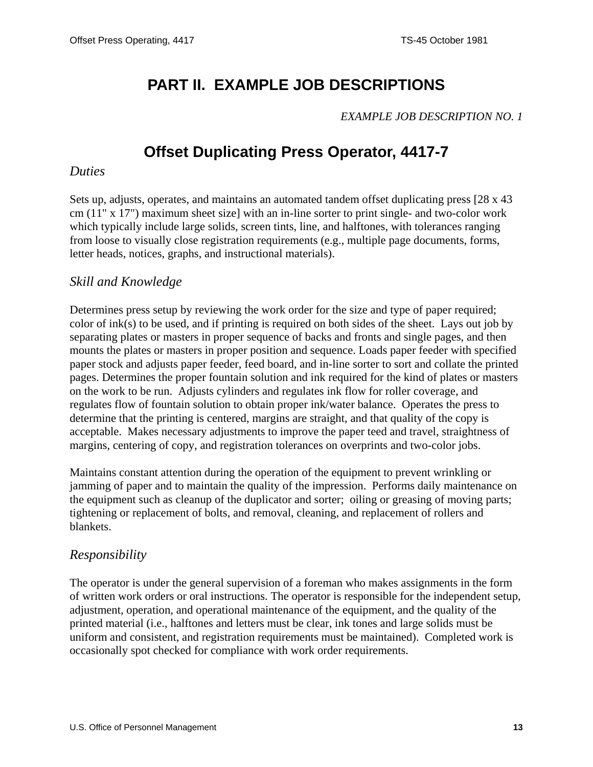# PART II. EXAMPLE JOB DESCRIPTIONS

*EXAMPLE JOB DESCRIPTION NO. 1*

## Offset Duplicating Press Operator, 4417-7

### *Duties*

Sets up, adjusts, operates, and maintains an automated tandem offset duplicating press [28 x 43 cm (11" x 17") maximum sheet size] with an in-line sorter to print single- and two-color work which typically include large solids, screen tints, line, and halftones, with tolerances ranging from loose to visually close registration requirements (e.g., multiple page documents, forms, letter heads, notices, graphs, and instructional materials).

### *Skill and Knowledge*

Determines press setup by reviewing the work order for the size and type of paper required; color of ink(s) to be used, and if printing is required on both sides of the sheet. Lays out job by separating plates or masters in proper sequence of backs and fronts and single pages, and then mounts the plates or masters in proper position and sequence. Loads paper feeder with specified paper stock and adjusts paper feeder, feed board, and in-line sorter to sort and collate the printed pages. Determines the proper fountain solution and ink required for the kind of plates or masters on the work to be run. Adjusts cylinders and regulates ink flow for roller coverage, and regulates flow of fountain solution to obtain proper ink/water balance. Operates the press to determine that the printing is centered, margins are straight, and that quality of the copy is acceptable. Makes necessary adjustments to improve the paper teed and travel, straightness of margins, centering of copy, and registration tolerances on overprints and two-color jobs.

Maintains constant attention during the operation of the equipment to prevent wrinkling or jamming of paper and to maintain the quality of the impression. Performs daily maintenance on the equipment such as cleanup of the duplicator and sorter; oiling or greasing of moving parts; tightening or replacement of bolts, and removal, cleaning, and replacement of rollers and blankets.

### *Responsibility*

The operator is under the general supervision of a foreman who makes assignments in the form of written work orders or oral instructions. The operator is responsible for the independent setup, adjustment, operation, and operational maintenance of the equipment, and the quality of the printed material (i.e., halftones and letters must be clear, ink tones and large solids must be uniform and consistent, and registration requirements must be maintained). Completed work is occasionally spot checked for compliance with work order requirements.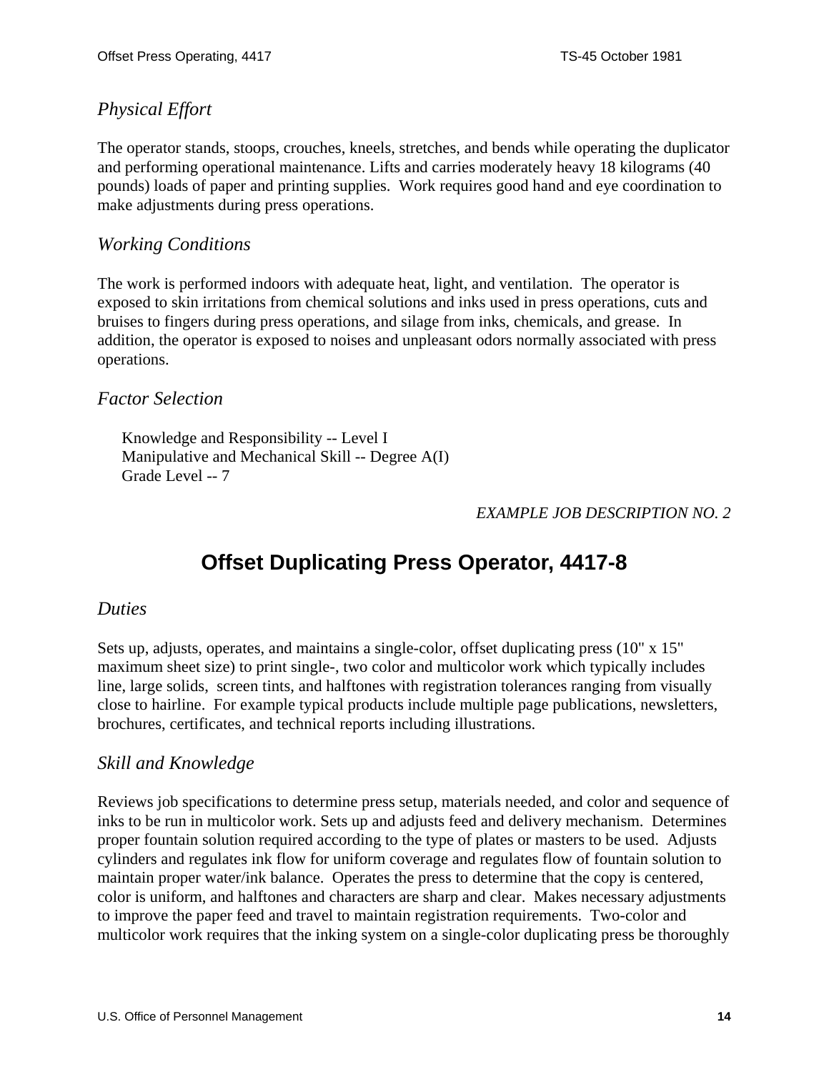### *Physical Effort*

The operator stands, stoops, crouches, kneels, stretches, and bends while operating the duplicator and performing operational maintenance. Lifts and carries moderately heavy 18 kilograms (40 pounds) loads of paper and printing supplies. Work requires good hand and eye coordination to make adjustments during press operations.

### *Working Conditions*

The work is performed indoors with adequate heat, light, and ventilation. The operator is exposed to skin irritations from chemical solutions and inks used in press operations, cuts and bruises to fingers during press operations, and silage from inks, chemicals, and grease. In addition, the operator is exposed to noises and unpleasant odors normally associated with press operations.

### *Factor Selection*

Knowledge and Responsibility -- Level I
Manipulative and Mechanical Skill -- Degree A(I)
Grade Level -- 7

*EXAMPLE JOB DESCRIPTION NO. 2*

## Offset Duplicating Press Operator, 4417-8

### *Duties*

Sets up, adjusts, operates, and maintains a single-color, offset duplicating press (10" x 15" maximum sheet size) to print single-, two color and multicolor work which typically includes line, large solids, screen tints, and halftones with registration tolerances ranging from visually close to hairline. For example typical products include multiple page publications, newsletters, brochures, certificates, and technical reports including illustrations.

### *Skill and Knowledge*

Reviews job specifications to determine press setup, materials needed, and color and sequence of inks to be run in multicolor work. Sets up and adjusts feed and delivery mechanism. Determines proper fountain solution required according to the type of plates or masters to be used. Adjusts cylinders and regulates ink flow for uniform coverage and regulates flow of fountain solution to maintain proper water/ink balance. Operates the press to determine that the copy is centered, color is uniform, and halftones and characters are sharp and clear. Makes necessary adjustments to improve the paper feed and travel to maintain registration requirements. Two-color and multicolor work requires that the inking system on a single-color duplicating press be thoroughly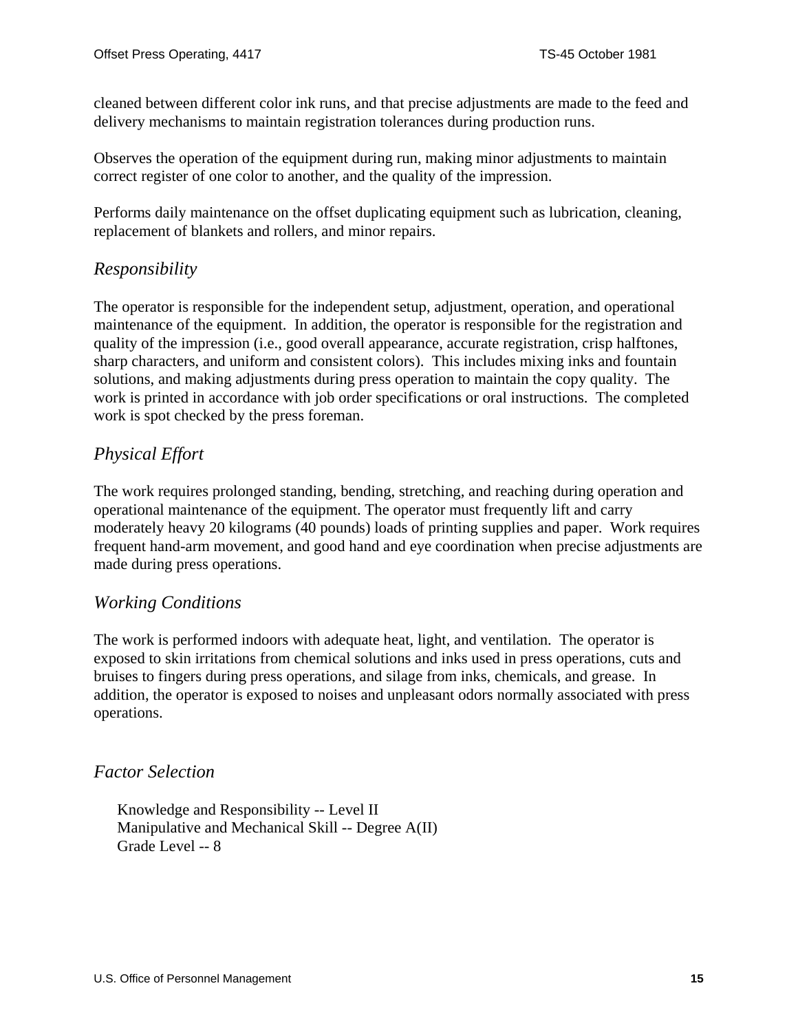cleaned between different color ink runs, and that precise adjustments are made to the feed and delivery mechanisms to maintain registration tolerances during production runs.

Observes the operation of the equipment during run, making minor adjustments to maintain correct register of one color to another, and the quality of the impression.

Performs daily maintenance on the offset duplicating equipment such as lubrication, cleaning, replacement of blankets and rollers, and minor repairs.

### *Responsibility*

The operator is responsible for the independent setup, adjustment, operation, and operational maintenance of the equipment. In addition, the operator is responsible for the registration and quality of the impression (i.e., good overall appearance, accurate registration, crisp halftones, sharp characters, and uniform and consistent colors). This includes mixing inks and fountain solutions, and making adjustments during press operation to maintain the copy quality. The work is printed in accordance with job order specifications or oral instructions. The completed work is spot checked by the press foreman.

### *Physical Effort*

The work requires prolonged standing, bending, stretching, and reaching during operation and operational maintenance of the equipment. The operator must frequently lift and carry moderately heavy 20 kilograms (40 pounds) loads of printing supplies and paper. Work requires frequent hand-arm movement, and good hand and eye coordination when precise adjustments are made during press operations.

### *Working Conditions*

The work is performed indoors with adequate heat, light, and ventilation. The operator is exposed to skin irritations from chemical solutions and inks used in press operations, cuts and bruises to fingers during press operations, and silage from inks, chemicals, and grease. In addition, the operator is exposed to noises and unpleasant odors normally associated with press operations.

### *Factor Selection*

Knowledge and Responsibility -- Level II
Manipulative and Mechanical Skill -- Degree A(II)
Grade Level -- 8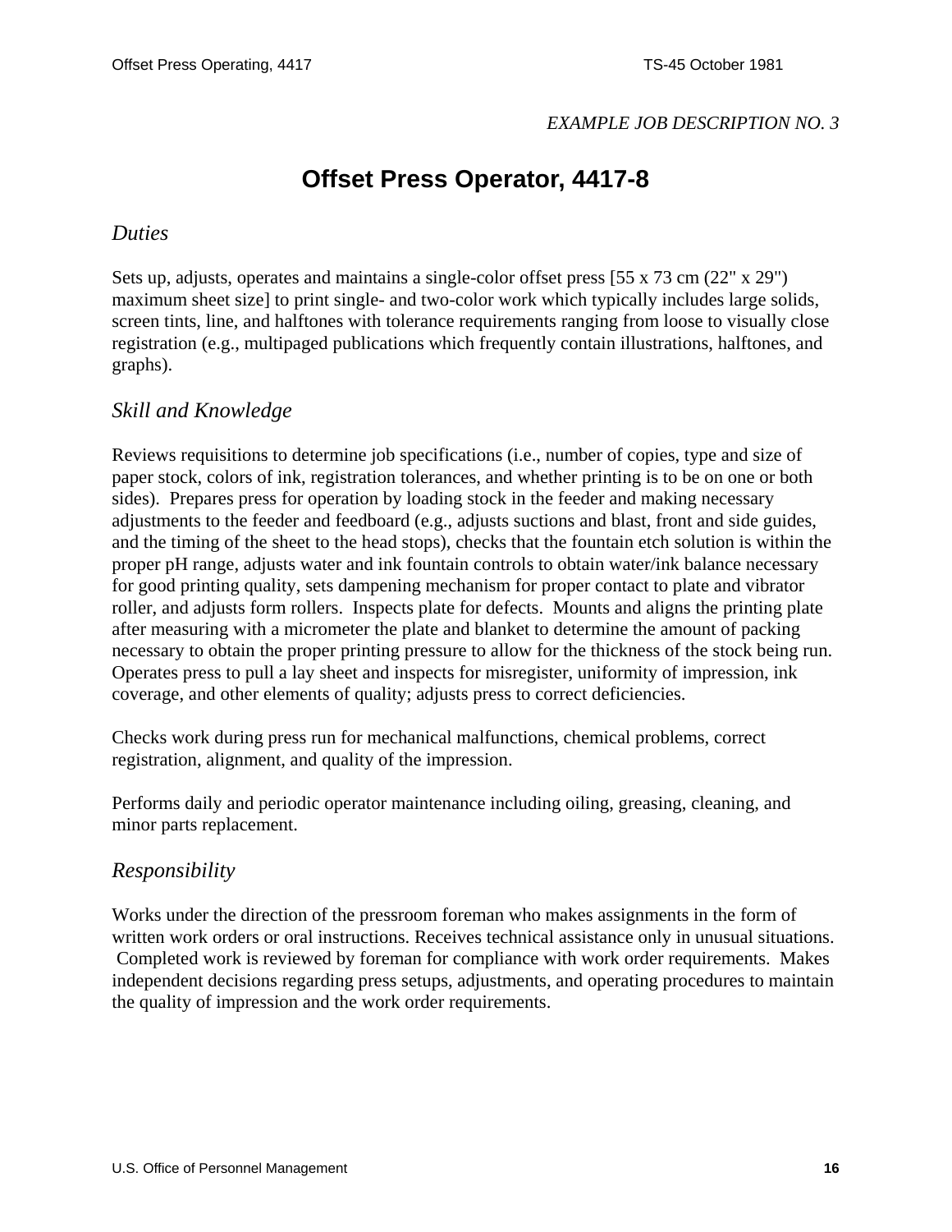*EXAMPLE JOB DESCRIPTION NO. 3*

# Offset Press Operator, 4417-8

## *Duties*

Sets up, adjusts, operates and maintains a single-color offset press [55 x 73 cm (22" x 29") maximum sheet size] to print single- and two-color work which typically includes large solids, screen tints, line, and halftones with tolerance requirements ranging from loose to visually close registration (e.g., multipaged publications which frequently contain illustrations, halftones, and graphs).

## *Skill and Knowledge*

Reviews requisitions to determine job specifications (i.e., number of copies, type and size of paper stock, colors of ink, registration tolerances, and whether printing is to be on one or both sides). Prepares press for operation by loading stock in the feeder and making necessary adjustments to the feeder and feedboard (e.g., adjusts suctions and blast, front and side guides, and the timing of the sheet to the head stops), checks that the fountain etch solution is within the proper pH range, adjusts water and ink fountain controls to obtain water/ink balance necessary for good printing quality, sets dampening mechanism for proper contact to plate and vibrator roller, and adjusts form rollers. Inspects plate for defects. Mounts and aligns the printing plate after measuring with a micrometer the plate and blanket to determine the amount of packing necessary to obtain the proper printing pressure to allow for the thickness of the stock being run. Operates press to pull a lay sheet and inspects for misregister, uniformity of impression, ink coverage, and other elements of quality; adjusts press to correct deficiencies.

Checks work during press run for mechanical malfunctions, chemical problems, correct registration, alignment, and quality of the impression.

Performs daily and periodic operator maintenance including oiling, greasing, cleaning, and minor parts replacement.

## *Responsibility*

Works under the direction of the pressroom foreman who makes assignments in the form of written work orders or oral instructions. Receives technical assistance only in unusual situations. Completed work is reviewed by foreman for compliance with work order requirements. Makes independent decisions regarding press setups, adjustments, and operating procedures to maintain the quality of impression and the work order requirements.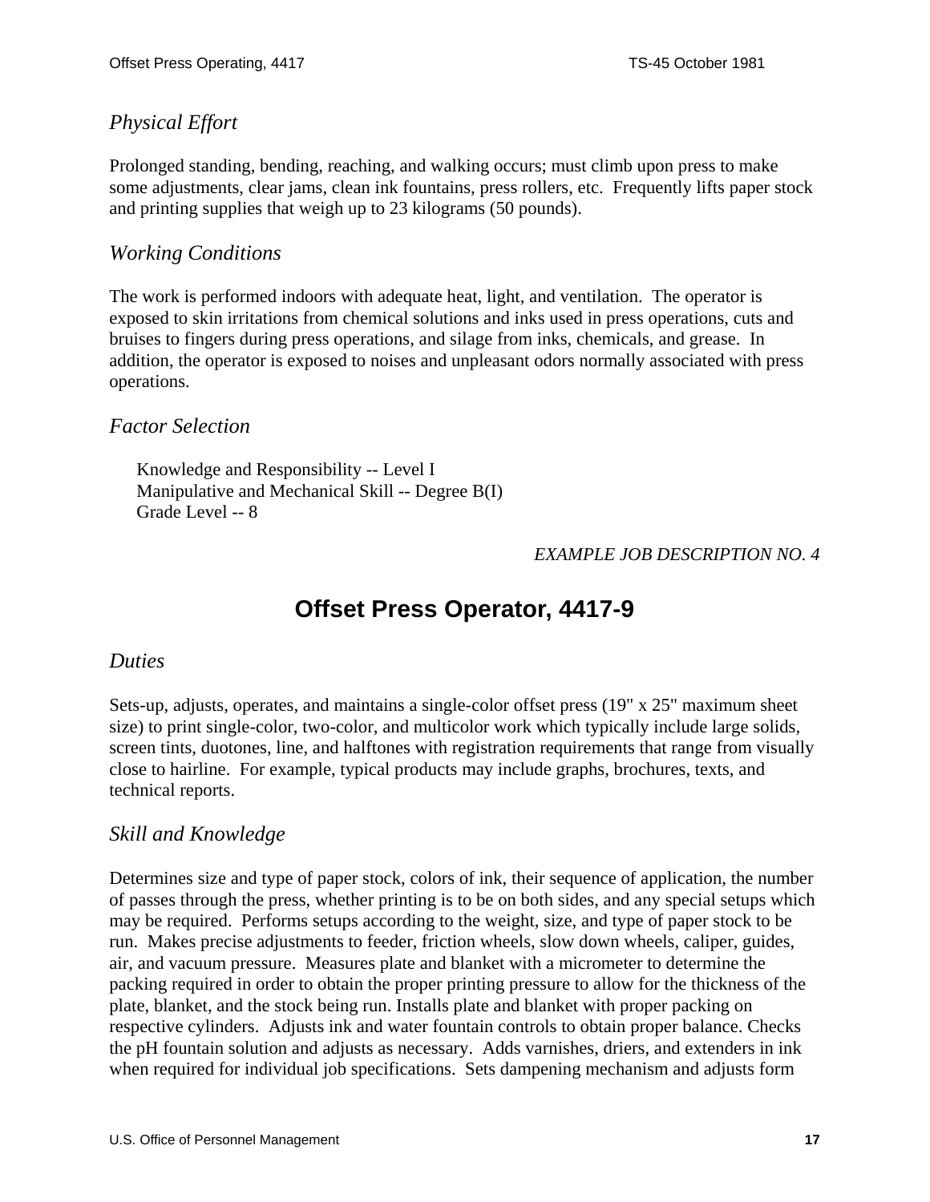### *Physical Effort*

Prolonged standing, bending, reaching, and walking occurs; must climb upon press to make some adjustments, clear jams, clean ink fountains, press rollers, etc. Frequently lifts paper stock and printing supplies that weigh up to 23 kilograms (50 pounds).

### *Working Conditions*

The work is performed indoors with adequate heat, light, and ventilation. The operator is exposed to skin irritations from chemical solutions and inks used in press operations, cuts and bruises to fingers during press operations, and silage from inks, chemicals, and grease. In addition, the operator is exposed to noises and unpleasant odors normally associated with press operations.

### *Factor Selection*

Knowledge and Responsibility -- Level I
Manipulative and Mechanical Skill -- Degree B(I)
Grade Level -- 8

*EXAMPLE JOB DESCRIPTION NO. 4*

## Offset Press Operator, 4417-9

### *Duties*

Sets-up, adjusts, operates, and maintains a single-color offset press (19" x 25" maximum sheet size) to print single-color, two-color, and multicolor work which typically include large solids, screen tints, duotones, line, and halftones with registration requirements that range from visually close to hairline. For example, typical products may include graphs, brochures, texts, and technical reports.

### *Skill and Knowledge*

Determines size and type of paper stock, colors of ink, their sequence of application, the number of passes through the press, whether printing is to be on both sides, and any special setups which may be required. Performs setups according to the weight, size, and type of paper stock to be run. Makes precise adjustments to feeder, friction wheels, slow down wheels, caliper, guides, air, and vacuum pressure. Measures plate and blanket with a micrometer to determine the packing required in order to obtain the proper printing pressure to allow for the thickness of the plate, blanket, and the stock being run. Installs plate and blanket with proper packing on respective cylinders. Adjusts ink and water fountain controls to obtain proper balance. Checks the pH fountain solution and adjusts as necessary. Adds varnishes, driers, and extenders in ink when required for individual job specifications. Sets dampening mechanism and adjusts form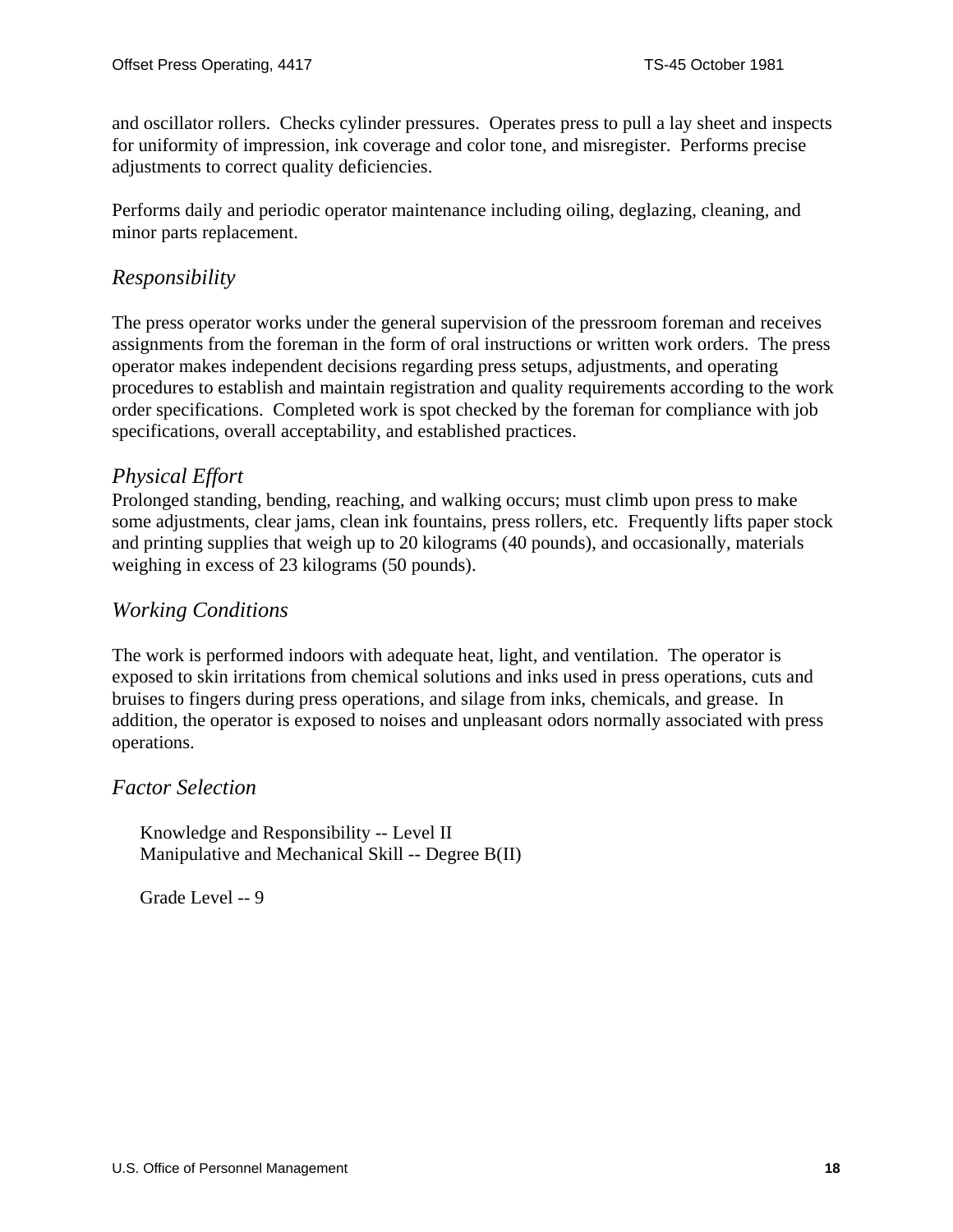and oscillator rollers. Checks cylinder pressures. Operates press to pull a lay sheet and inspects for uniformity of impression, ink coverage and color tone, and misregister. Performs precise adjustments to correct quality deficiencies.

Performs daily and periodic operator maintenance including oiling, deglazing, cleaning, and minor parts replacement.

### *Responsibility*

The press operator works under the general supervision of the pressroom foreman and receives assignments from the foreman in the form of oral instructions or written work orders. The press operator makes independent decisions regarding press setups, adjustments, and operating procedures to establish and maintain registration and quality requirements according to the work order specifications. Completed work is spot checked by the foreman for compliance with job specifications, overall acceptability, and established practices.

### *Physical Effort*

Prolonged standing, bending, reaching, and walking occurs; must climb upon press to make some adjustments, clear jams, clean ink fountains, press rollers, etc. Frequently lifts paper stock and printing supplies that weigh up to 20 kilograms (40 pounds), and occasionally, materials weighing in excess of 23 kilograms (50 pounds).

### *Working Conditions*

The work is performed indoors with adequate heat, light, and ventilation. The operator is exposed to skin irritations from chemical solutions and inks used in press operations, cuts and bruises to fingers during press operations, and silage from inks, chemicals, and grease. In addition, the operator is exposed to noises and unpleasant odors normally associated with press operations.

### *Factor Selection*

Knowledge and Responsibility -- Level II
Manipulative and Mechanical Skill -- Degree B(II)

Grade Level -- 9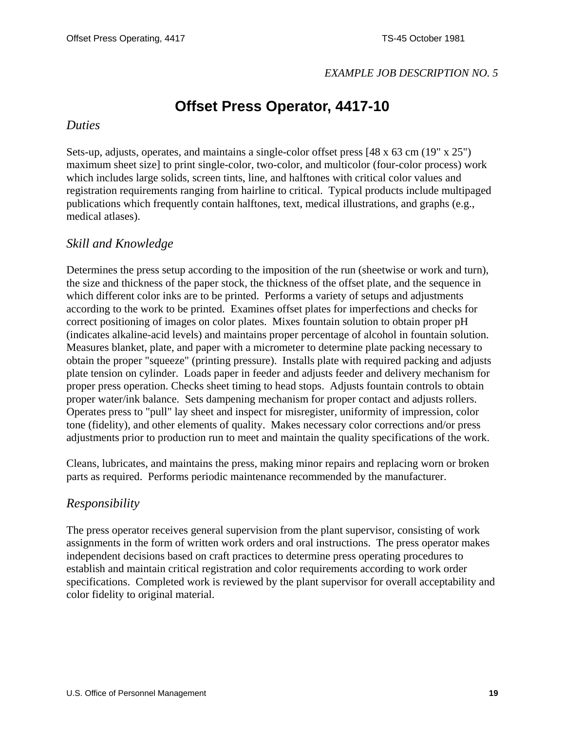*EXAMPLE JOB DESCRIPTION NO. 5*

# Offset Press Operator, 4417-10

## *Duties*

Sets-up, adjusts, operates, and maintains a single-color offset press [48 x 63 cm (19" x 25") maximum sheet size] to print single-color, two-color, and multicolor (four-color process) work which includes large solids, screen tints, line, and halftones with critical color values and registration requirements ranging from hairline to critical. Typical products include multipaged publications which frequently contain halftones, text, medical illustrations, and graphs (e.g., medical atlases).

## *Skill and Knowledge*

Determines the press setup according to the imposition of the run (sheetwise or work and turn), the size and thickness of the paper stock, the thickness of the offset plate, and the sequence in which different color inks are to be printed. Performs a variety of setups and adjustments according to the work to be printed. Examines offset plates for imperfections and checks for correct positioning of images on color plates. Mixes fountain solution to obtain proper pH (indicates alkaline-acid levels) and maintains proper percentage of alcohol in fountain solution. Measures blanket, plate, and paper with a micrometer to determine plate packing necessary to obtain the proper "squeeze" (printing pressure). Installs plate with required packing and adjusts plate tension on cylinder. Loads paper in feeder and adjusts feeder and delivery mechanism for proper press operation. Checks sheet timing to head stops. Adjusts fountain controls to obtain proper water/ink balance. Sets dampening mechanism for proper contact and adjusts rollers. Operates press to "pull" lay sheet and inspect for misregister, uniformity of impression, color tone (fidelity), and other elements of quality. Makes necessary color corrections and/or press adjustments prior to production run to meet and maintain the quality specifications of the work.

Cleans, lubricates, and maintains the press, making minor repairs and replacing worn or broken parts as required. Performs periodic maintenance recommended by the manufacturer.

## *Responsibility*

The press operator receives general supervision from the plant supervisor, consisting of work assignments in the form of written work orders and oral instructions. The press operator makes independent decisions based on craft practices to determine press operating procedures to establish and maintain critical registration and color requirements according to work order specifications. Completed work is reviewed by the plant supervisor for overall acceptability and color fidelity to original material.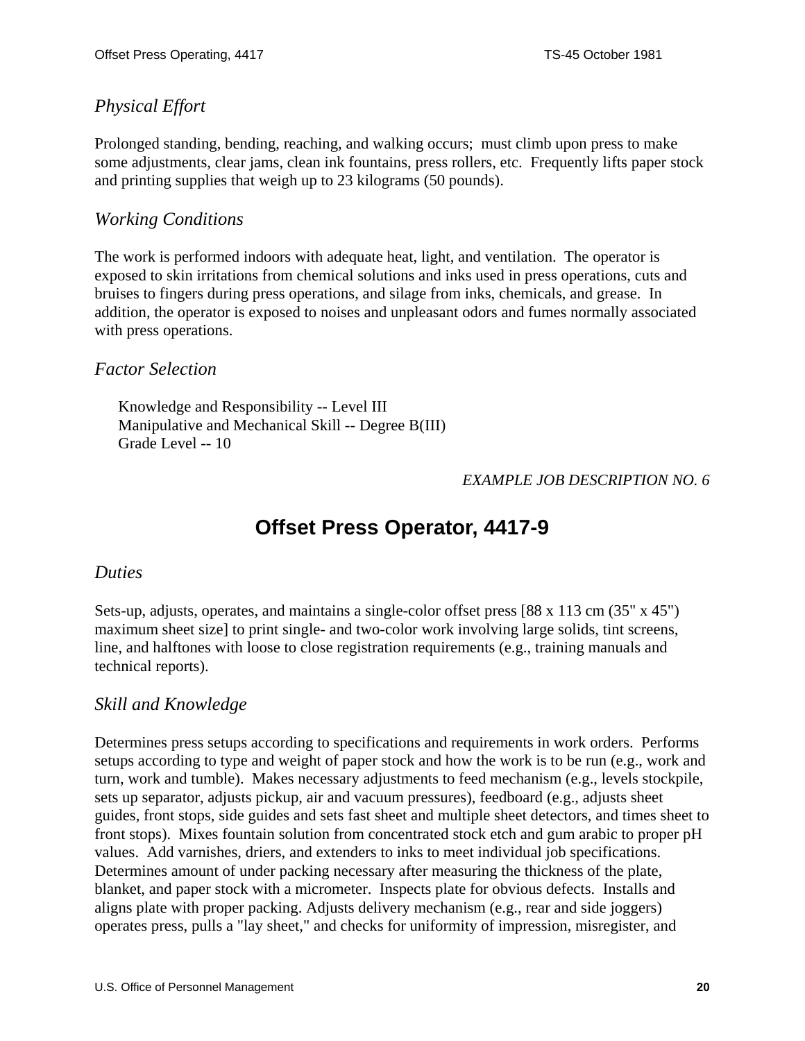### *Physical Effort*

Prolonged standing, bending, reaching, and walking occurs; must climb upon press to make some adjustments, clear jams, clean ink fountains, press rollers, etc. Frequently lifts paper stock and printing supplies that weigh up to 23 kilograms (50 pounds).

### *Working Conditions*

The work is performed indoors with adequate heat, light, and ventilation. The operator is exposed to skin irritations from chemical solutions and inks used in press operations, cuts and bruises to fingers during press operations, and silage from inks, chemicals, and grease. In addition, the operator is exposed to noises and unpleasant odors and fumes normally associated with press operations.

### *Factor Selection*

Knowledge and Responsibility -- Level III
Manipulative and Mechanical Skill -- Degree B(III)
Grade Level -- 10

*EXAMPLE JOB DESCRIPTION NO. 6*

## Offset Press Operator, 4417-9

### *Duties*

Sets-up, adjusts, operates, and maintains a single-color offset press [88 x 113 cm (35" x 45") maximum sheet size] to print single- and two-color work involving large solids, tint screens, line, and halftones with loose to close registration requirements (e.g., training manuals and technical reports).

### *Skill and Knowledge*

Determines press setups according to specifications and requirements in work orders. Performs setups according to type and weight of paper stock and how the work is to be run (e.g., work and turn, work and tumble). Makes necessary adjustments to feed mechanism (e.g., levels stockpile, sets up separator, adjusts pickup, air and vacuum pressures), feedboard (e.g., adjusts sheet guides, front stops, side guides and sets fast sheet and multiple sheet detectors, and times sheet to front stops). Mixes fountain solution from concentrated stock etch and gum arabic to proper pH values. Add varnishes, driers, and extenders to inks to meet individual job specifications. Determines amount of under packing necessary after measuring the thickness of the plate, blanket, and paper stock with a micrometer. Inspects plate for obvious defects. Installs and aligns plate with proper packing. Adjusts delivery mechanism (e.g., rear and side joggers) operates press, pulls a "lay sheet," and checks for uniformity of impression, misregister, and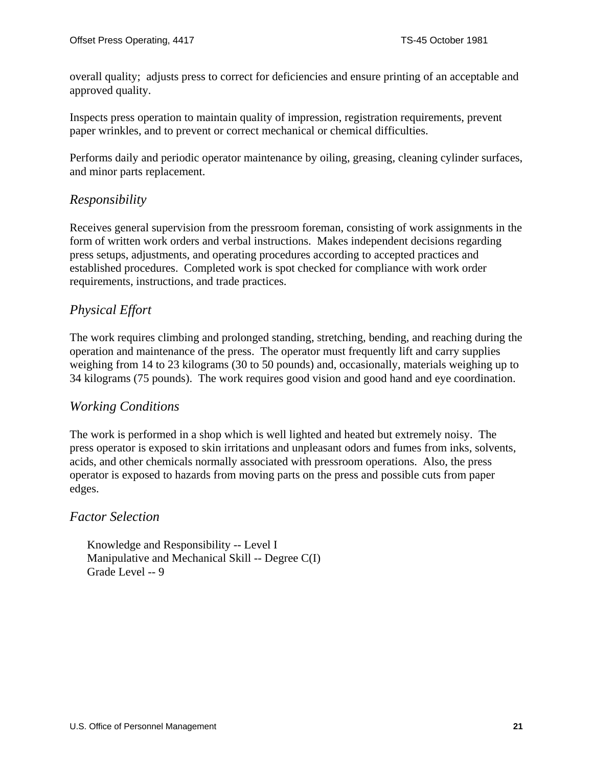overall quality;  adjusts press to correct for deficiencies and ensure printing of an acceptable and approved quality.

Inspects press operation to maintain quality of impression, registration requirements, prevent paper wrinkles, and to prevent or correct mechanical or chemical difficulties.

Performs daily and periodic operator maintenance by oiling, greasing, cleaning cylinder surfaces, and minor parts replacement.

### *Responsibility*

Receives general supervision from the pressroom foreman, consisting of work assignments in the form of written work orders and verbal instructions.  Makes independent decisions regarding press setups, adjustments, and operating procedures according to accepted practices and established procedures.  Completed work is spot checked for compliance with work order requirements, instructions, and trade practices.

### *Physical Effort*

The work requires climbing and prolonged standing, stretching, bending, and reaching during the operation and maintenance of the press.  The operator must frequently lift and carry supplies weighing from 14 to 23 kilograms (30 to 50 pounds) and, occasionally, materials weighing up to 34 kilograms (75 pounds).  The work requires good vision and good hand and eye coordination.

### *Working Conditions*

The work is performed in a shop which is well lighted and heated but extremely noisy.  The press operator is exposed to skin irritations and unpleasant odors and fumes from inks, solvents, acids, and other chemicals normally associated with pressroom operations.  Also, the press operator is exposed to hazards from moving parts on the press and possible cuts from paper edges.

### *Factor Selection*

Knowledge and Responsibility -- Level I  
Manipulative and Mechanical Skill -- Degree C(I)  
Grade Level -- 9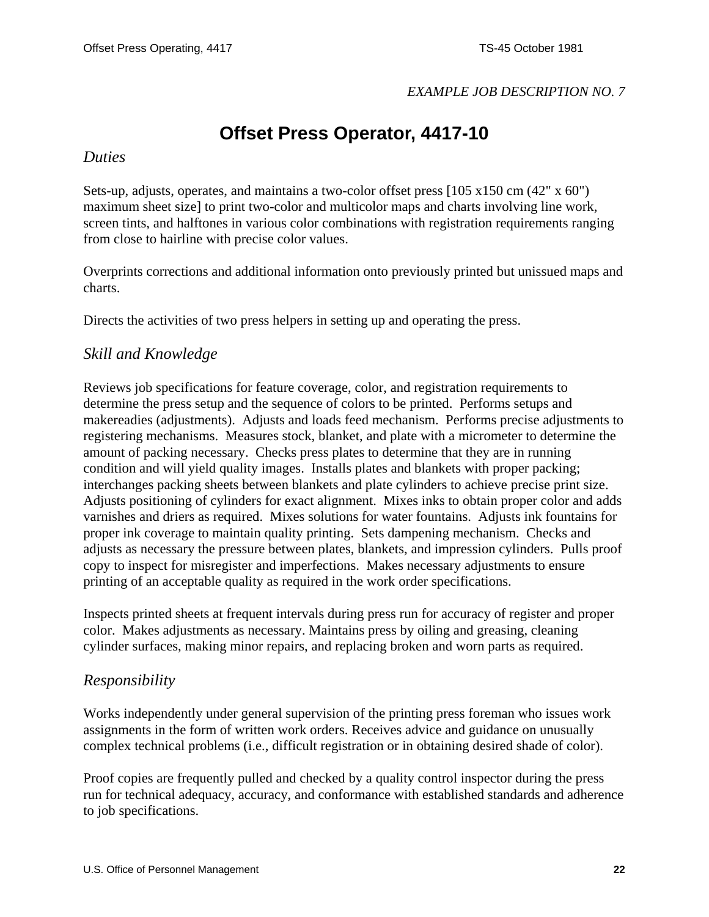*EXAMPLE JOB DESCRIPTION NO. 7*

# Offset Press Operator, 4417-10

## *Duties*

Sets-up, adjusts, operates, and maintains a two-color offset press [105 x150 cm (42" x 60") maximum sheet size] to print two-color and multicolor maps and charts involving line work, screen tints, and halftones in various color combinations with registration requirements ranging from close to hairline with precise color values.

Overprints corrections and additional information onto previously printed but unissued maps and charts.

Directs the activities of two press helpers in setting up and operating the press.

## *Skill and Knowledge*

Reviews job specifications for feature coverage, color, and registration requirements to determine the press setup and the sequence of colors to be printed. Performs setups and makereadies (adjustments). Adjusts and loads feed mechanism. Performs precise adjustments to registering mechanisms. Measures stock, blanket, and plate with a micrometer to determine the amount of packing necessary. Checks press plates to determine that they are in running condition and will yield quality images. Installs plates and blankets with proper packing; interchanges packing sheets between blankets and plate cylinders to achieve precise print size. Adjusts positioning of cylinders for exact alignment. Mixes inks to obtain proper color and adds varnishes and driers as required. Mixes solutions for water fountains. Adjusts ink fountains for proper ink coverage to maintain quality printing. Sets dampening mechanism. Checks and adjusts as necessary the pressure between plates, blankets, and impression cylinders. Pulls proof copy to inspect for misregister and imperfections. Makes necessary adjustments to ensure printing of an acceptable quality as required in the work order specifications.

Inspects printed sheets at frequent intervals during press run for accuracy of register and proper color. Makes adjustments as necessary. Maintains press by oiling and greasing, cleaning cylinder surfaces, making minor repairs, and replacing broken and worn parts as required.

## *Responsibility*

Works independently under general supervision of the printing press foreman who issues work assignments in the form of written work orders. Receives advice and guidance on unusually complex technical problems (i.e., difficult registration or in obtaining desired shade of color).

Proof copies are frequently pulled and checked by a quality control inspector during the press run for technical adequacy, accuracy, and conformance with established standards and adherence to job specifications.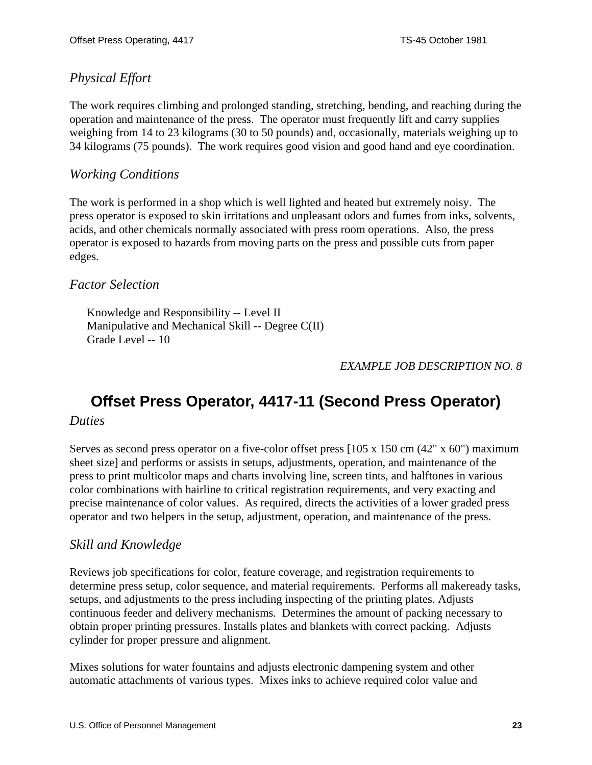### *Physical Effort*

The work requires climbing and prolonged standing, stretching, bending, and reaching during the operation and maintenance of the press. The operator must frequently lift and carry supplies weighing from 14 to 23 kilograms (30 to 50 pounds) and, occasionally, materials weighing up to 34 kilograms (75 pounds). The work requires good vision and good hand and eye coordination.

### *Working Conditions*

The work is performed in a shop which is well lighted and heated but extremely noisy. The press operator is exposed to skin irritations and unpleasant odors and fumes from inks, solvents, acids, and other chemicals normally associated with press room operations. Also, the press operator is exposed to hazards from moving parts on the press and possible cuts from paper edges.

### *Factor Selection*

Knowledge and Responsibility -- Level II
Manipulative and Mechanical Skill -- Degree C(II)
Grade Level -- 10

*EXAMPLE JOB DESCRIPTION NO. 8*

## Offset Press Operator, 4417-11 (Second Press Operator)

### *Duties*

Serves as second press operator on a five-color offset press [105 x 150 cm (42" x 60") maximum sheet size] and performs or assists in setups, adjustments, operation, and maintenance of the press to print multicolor maps and charts involving line, screen tints, and halftones in various color combinations with hairline to critical registration requirements, and very exacting and precise maintenance of color values. As required, directs the activities of a lower graded press operator and two helpers in the setup, adjustment, operation, and maintenance of the press.

### *Skill and Knowledge*

Reviews job specifications for color, feature coverage, and registration requirements to determine press setup, color sequence, and material requirements. Performs all makeready tasks, setups, and adjustments to the press including inspecting of the printing plates. Adjusts continuous feeder and delivery mechanisms. Determines the amount of packing necessary to obtain proper printing pressures. Installs plates and blankets with correct packing. Adjusts cylinder for proper pressure and alignment.

Mixes solutions for water fountains and adjusts electronic dampening system and other automatic attachments of various types. Mixes inks to achieve required color value and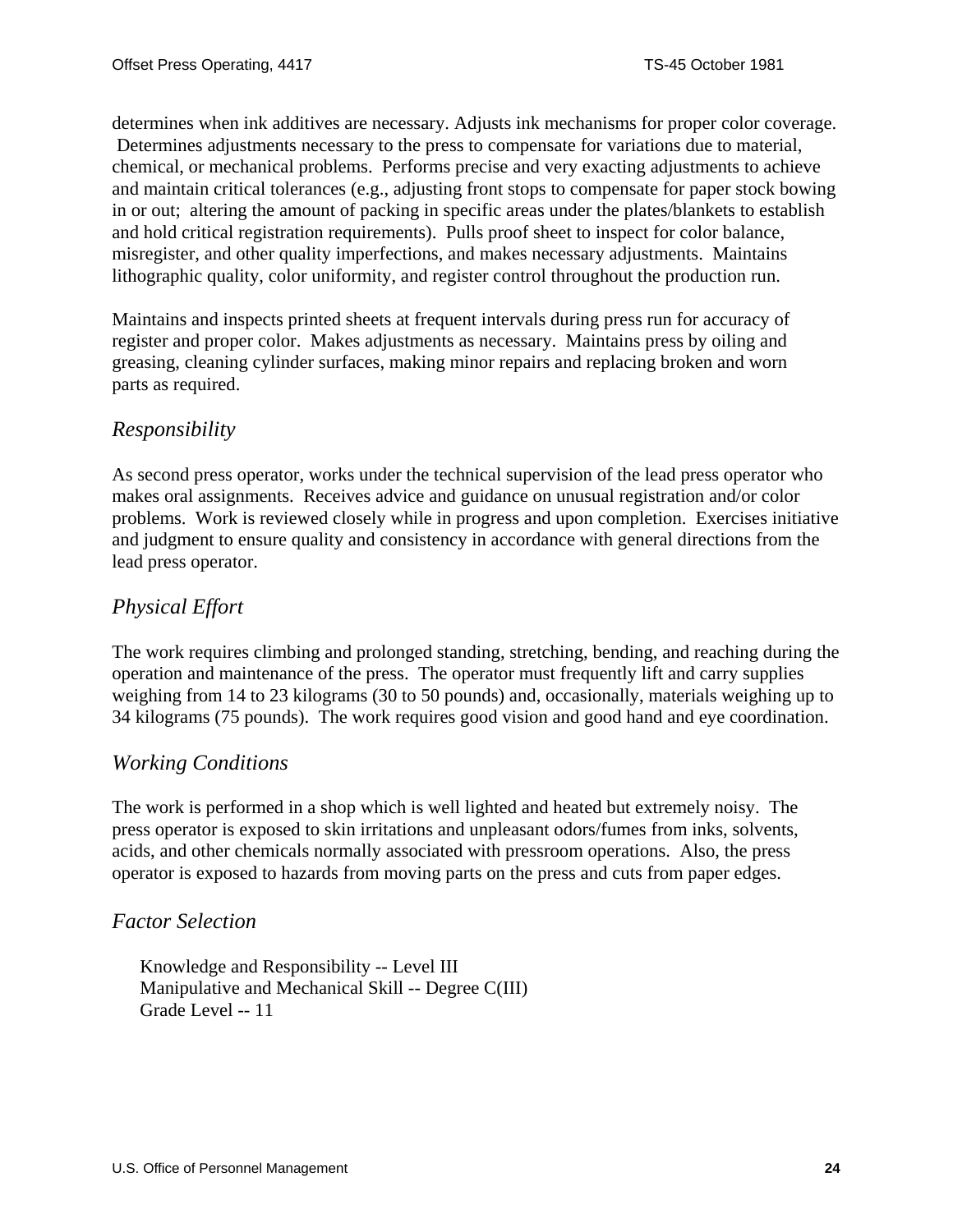determines when ink additives are necessary. Adjusts ink mechanisms for proper color coverage. Determines adjustments necessary to the press to compensate for variations due to material, chemical, or mechanical problems. Performs precise and very exacting adjustments to achieve and maintain critical tolerances (e.g., adjusting front stops to compensate for paper stock bowing in or out; altering the amount of packing in specific areas under the plates/blankets to establish and hold critical registration requirements). Pulls proof sheet to inspect for color balance, misregister, and other quality imperfections, and makes necessary adjustments. Maintains lithographic quality, color uniformity, and register control throughout the production run.

Maintains and inspects printed sheets at frequent intervals during press run for accuracy of register and proper color. Makes adjustments as necessary. Maintains press by oiling and greasing, cleaning cylinder surfaces, making minor repairs and replacing broken and worn parts as required.

### *Responsibility*

As second press operator, works under the technical supervision of the lead press operator who makes oral assignments. Receives advice and guidance on unusual registration and/or color problems. Work is reviewed closely while in progress and upon completion. Exercises initiative and judgment to ensure quality and consistency in accordance with general directions from the lead press operator.

### *Physical Effort*

The work requires climbing and prolonged standing, stretching, bending, and reaching during the operation and maintenance of the press. The operator must frequently lift and carry supplies weighing from 14 to 23 kilograms (30 to 50 pounds) and, occasionally, materials weighing up to 34 kilograms (75 pounds). The work requires good vision and good hand and eye coordination.

### *Working Conditions*

The work is performed in a shop which is well lighted and heated but extremely noisy. The press operator is exposed to skin irritations and unpleasant odors/fumes from inks, solvents, acids, and other chemicals normally associated with pressroom operations. Also, the press operator is exposed to hazards from moving parts on the press and cuts from paper edges.

### *Factor Selection*

Knowledge and Responsibility -- Level III
Manipulative and Mechanical Skill -- Degree C(III)
Grade Level -- 11